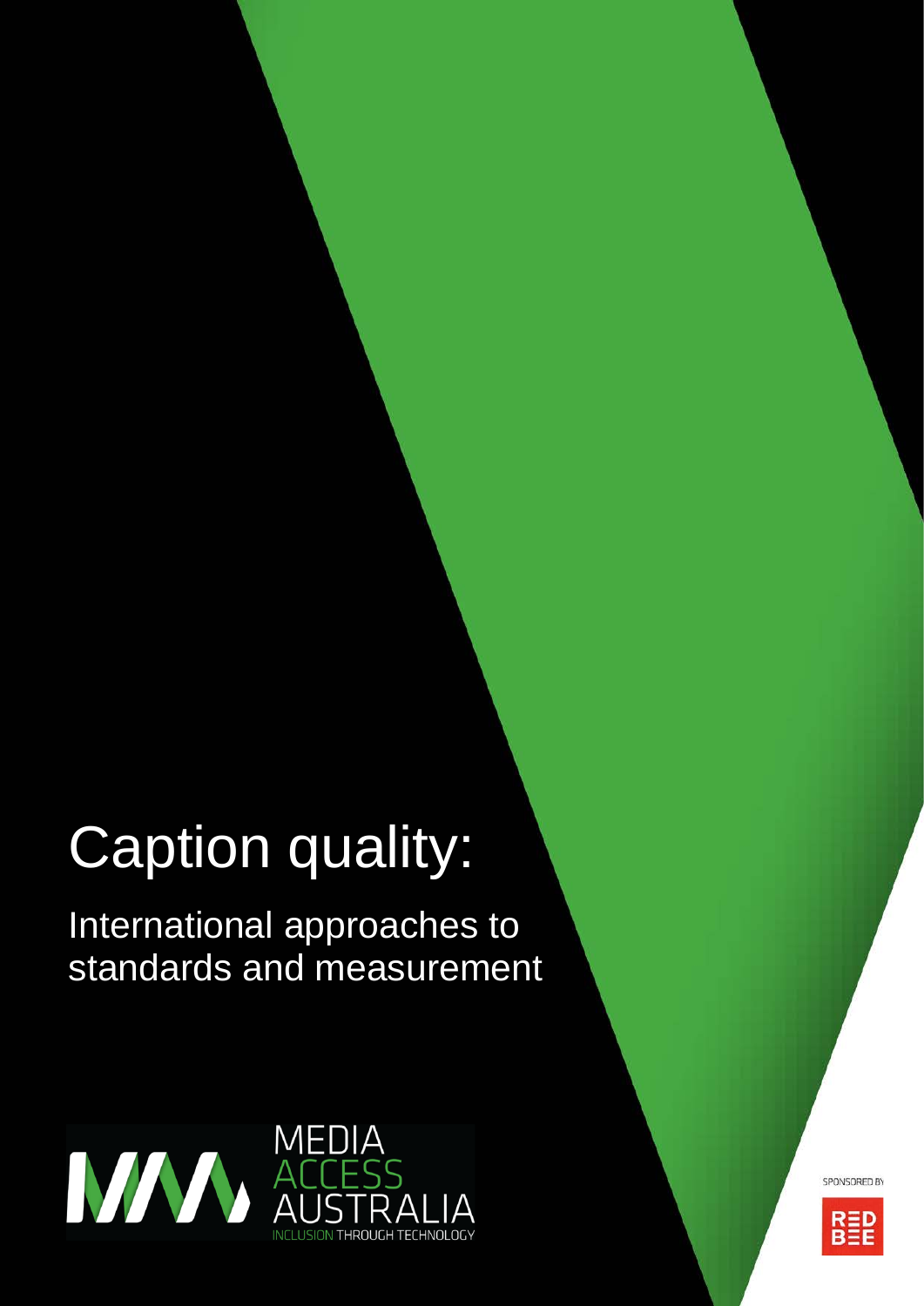# Caption quality:

## International approaches to standards and measurement

MEDIA ACCESS AUSTRALIA

INCLUSION THROUGH TECHNOLOGY

SPONSORED BY

RED BEE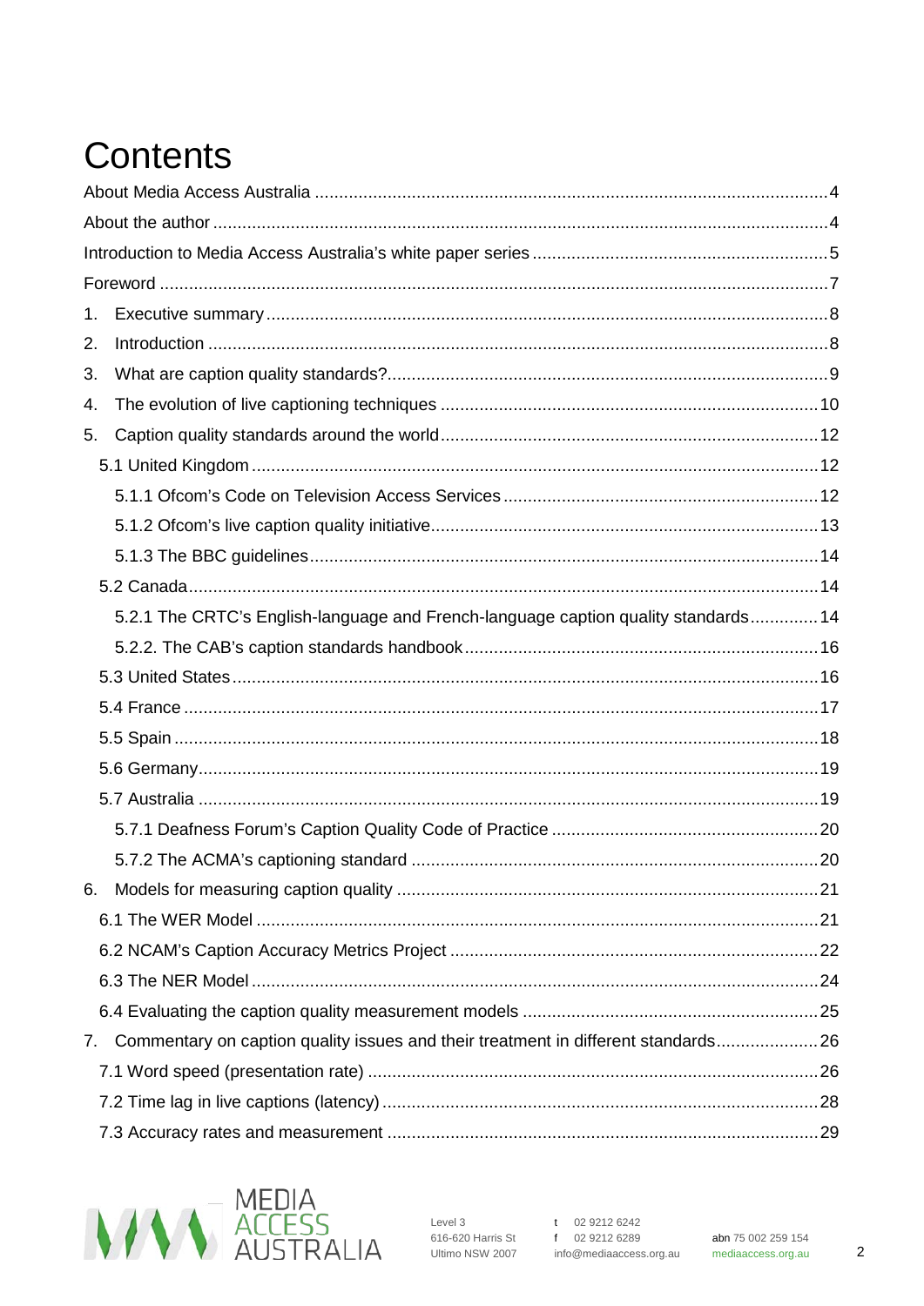# Contents

About Media Access Australia .......... 4

About the author .......... 4

Introduction to Media Access Australia's white paper series .......... 5

Foreword .......... 7

1. Executive summary .......... 8
2. Introduction .......... 8
3. What are caption quality standards? .......... 9
4. The evolution of live captioning techniques .......... 10
5. Caption quality standards around the world .......... 12
   - 5.1 United Kingdom .......... 12
     - 5.1.1 Ofcom's Code on Television Access Services .......... 12
     - 5.1.2 Ofcom's live caption quality initiative .......... 13
     - 5.1.3 The BBC guidelines .......... 14
   - 5.2 Canada .......... 14
     - 5.2.1 The CRTC's English-language and French-language caption quality standards .......... 14
     - 5.2.2. The CAB's caption standards handbook .......... 16
   - 5.3 United States .......... 16
   - 5.4 France .......... 17
   - 5.5 Spain .......... 18
   - 5.6 Germany .......... 19
   - 5.7 Australia .......... 19
     - 5.7.1 Deafness Forum's Caption Quality Code of Practice .......... 20
     - 5.7.2 The ACMA's captioning standard .......... 20
6. Models for measuring caption quality .......... 21
   - 6.1 The WER Model .......... 21
   - 6.2 NCAM's Caption Accuracy Metrics Project .......... 22
   - 6.3 The NER Model .......... 24
   - 6.4 Evaluating the caption quality measurement models .......... 25
7. Commentary on caption quality issues and their treatment in different standards .......... 26
   - 7.1 Word speed (presentation rate) .......... 26
   - 7.2 Time lag in live captions (latency) .......... 28
   - 7.3 Accuracy rates and measurement .......... 29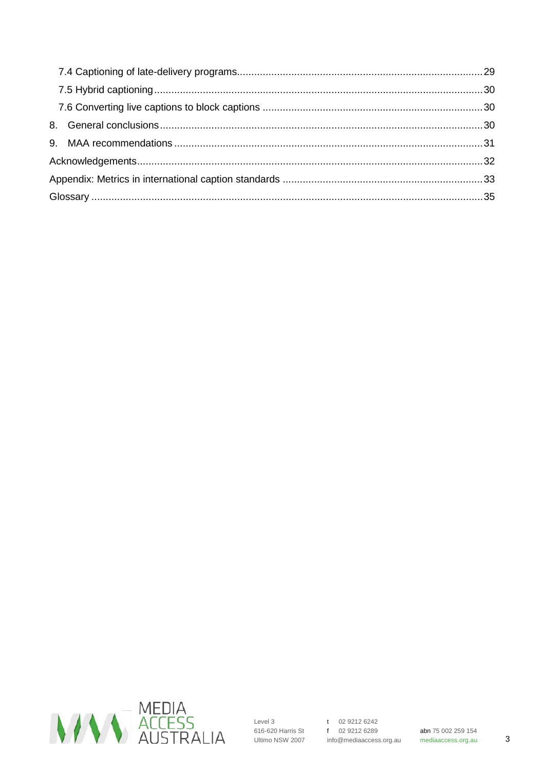7.4 Captioning of late-delivery programs....29
7.5 Hybrid captioning....30
7.6 Converting live captions to block captions....30
8. General conclusions....30
9. MAA recommendations....31
Acknowledgements....32
Appendix: Metrics in international caption standards....33
Glossary....35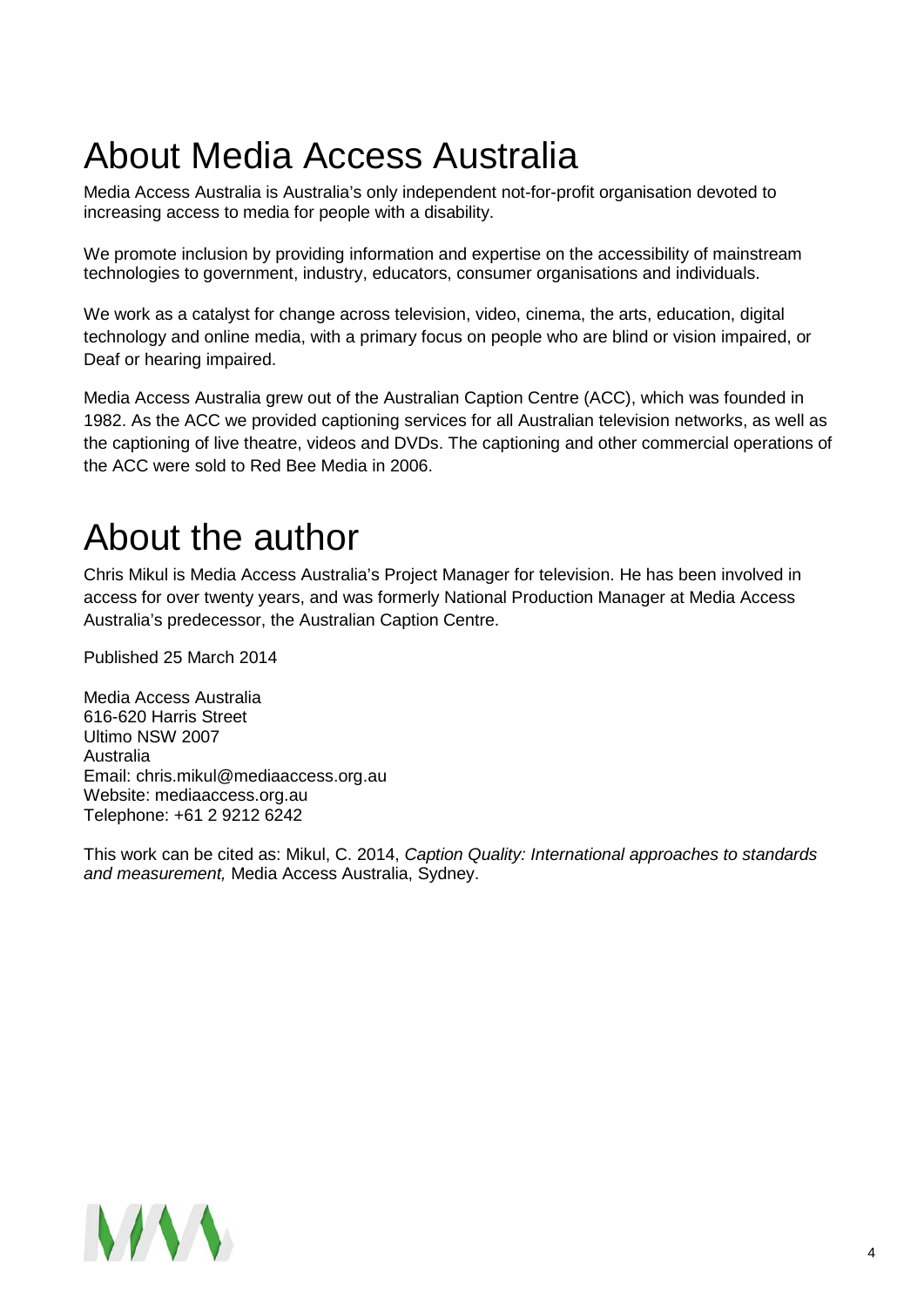# About Media Access Australia

Media Access Australia is Australia's only independent not-for-profit organisation devoted to increasing access to media for people with a disability.

We promote inclusion by providing information and expertise on the accessibility of mainstream technologies to government, industry, educators, consumer organisations and individuals.

We work as a catalyst for change across television, video, cinema, the arts, education, digital technology and online media, with a primary focus on people who are blind or vision impaired, or Deaf or hearing impaired.

Media Access Australia grew out of the Australian Caption Centre (ACC), which was founded in 1982. As the ACC we provided captioning services for all Australian television networks, as well as the captioning of live theatre, videos and DVDs. The captioning and other commercial operations of the ACC were sold to Red Bee Media in 2006.

# About the author

Chris Mikul is Media Access Australia's Project Manager for television. He has been involved in access for over twenty years, and was formerly National Production Manager at Media Access Australia's predecessor, the Australian Caption Centre.

Published 25 March 2014

Media Access Australia
616-620 Harris Street
Ultimo NSW 2007
Australia
Email: chris.mikul@mediaaccess.org.au
Website: mediaaccess.org.au
Telephone: +61 2 9212 6242

This work can be cited as: Mikul, C. 2014, *Caption Quality: International approaches to standards and measurement,* Media Access Australia, Sydney.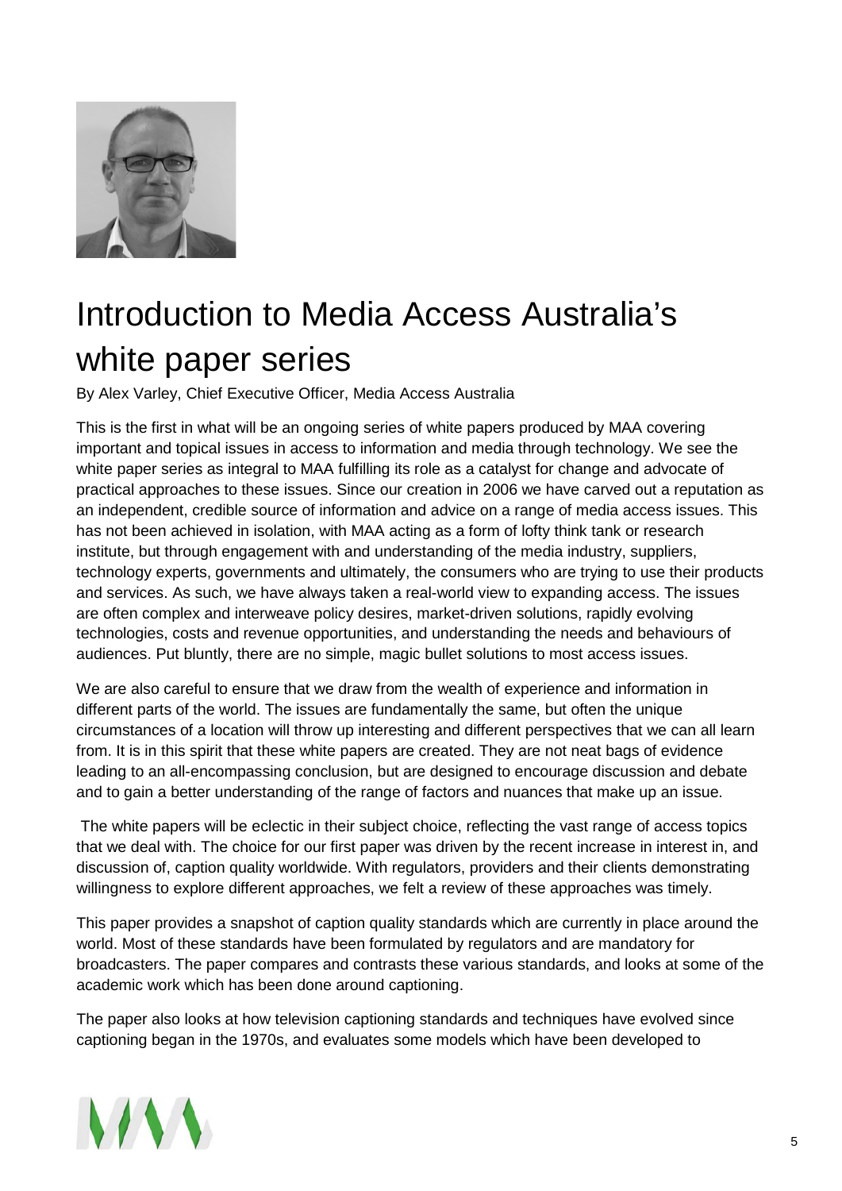# Introduction to Media Access Australia's white paper series

By Alex Varley, Chief Executive Officer, Media Access Australia

This is the first in what will be an ongoing series of white papers produced by MAA covering important and topical issues in access to information and media through technology. We see the white paper series as integral to MAA fulfilling its role as a catalyst for change and advocate of practical approaches to these issues. Since our creation in 2006 we have carved out a reputation as an independent, credible source of information and advice on a range of media access issues. This has not been achieved in isolation, with MAA acting as a form of lofty think tank or research institute, but through engagement with and understanding of the media industry, suppliers, technology experts, governments and ultimately, the consumers who are trying to use their products and services. As such, we have always taken a real-world view to expanding access. The issues are often complex and interweave policy desires, market-driven solutions, rapidly evolving technologies, costs and revenue opportunities, and understanding the needs and behaviours of audiences. Put bluntly, there are no simple, magic bullet solutions to most access issues.

We are also careful to ensure that we draw from the wealth of experience and information in different parts of the world. The issues are fundamentally the same, but often the unique circumstances of a location will throw up interesting and different perspectives that we can all learn from. It is in this spirit that these white papers are created. They are not neat bags of evidence leading to an all-encompassing conclusion, but are designed to encourage discussion and debate and to gain a better understanding of the range of factors and nuances that make up an issue.

The white papers will be eclectic in their subject choice, reflecting the vast range of access topics that we deal with. The choice for our first paper was driven by the recent increase in interest in, and discussion of, caption quality worldwide. With regulators, providers and their clients demonstrating willingness to explore different approaches, we felt a review of these approaches was timely.

This paper provides a snapshot of caption quality standards which are currently in place around the world. Most of these standards have been formulated by regulators and are mandatory for broadcasters. The paper compares and contrasts these various standards, and looks at some of the academic work which has been done around captioning.

The paper also looks at how television captioning standards and techniques have evolved since captioning began in the 1970s, and evaluates some models which have been developed to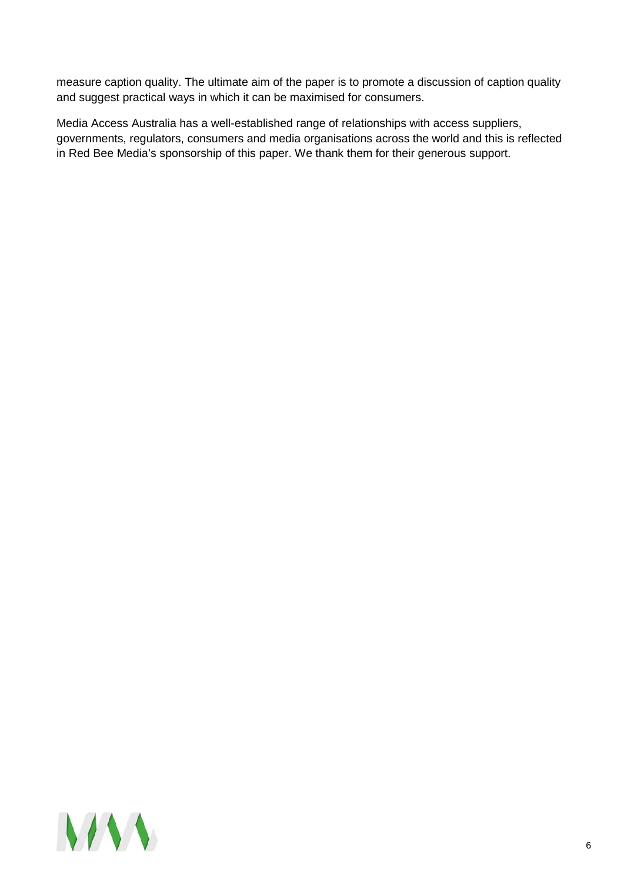measure caption quality. The ultimate aim of the paper is to promote a discussion of caption quality and suggest practical ways in which it can be maximised for consumers.

Media Access Australia has a well-established range of relationships with access suppliers, governments, regulators, consumers and media organisations across the world and this is reflected in Red Bee Media's sponsorship of this paper. We thank them for their generous support.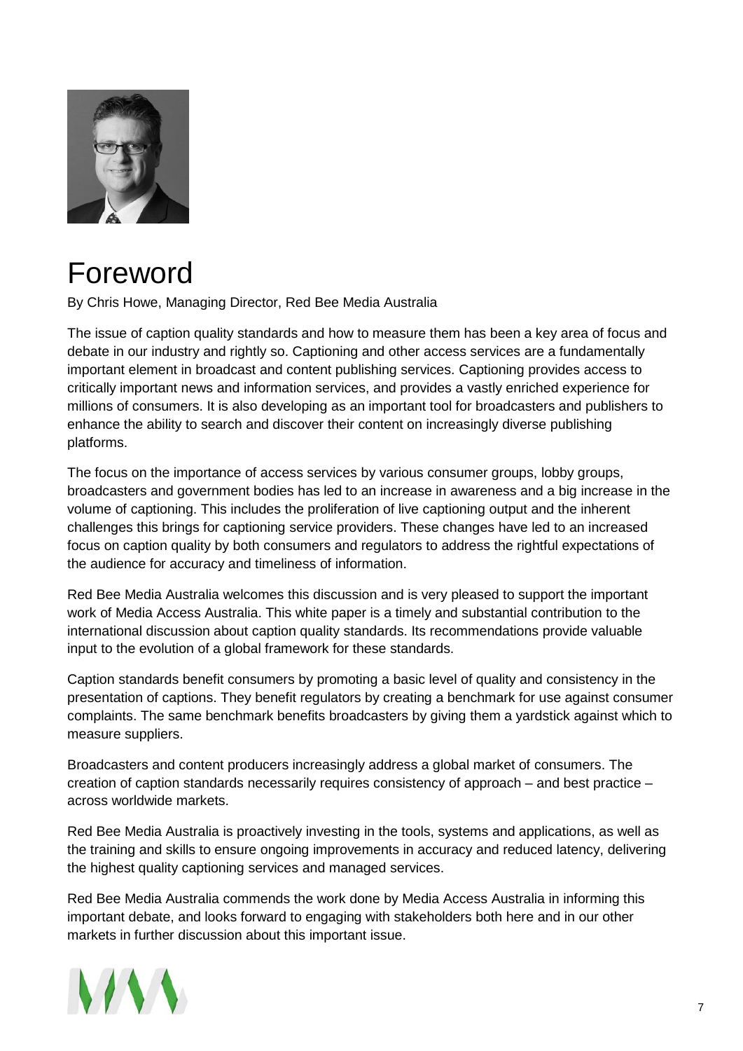# Foreword

By Chris Howe, Managing Director, Red Bee Media Australia

The issue of caption quality standards and how to measure them has been a key area of focus and debate in our industry and rightly so. Captioning and other access services are a fundamentally important element in broadcast and content publishing services. Captioning provides access to critically important news and information services, and provides a vastly enriched experience for millions of consumers. It is also developing as an important tool for broadcasters and publishers to enhance the ability to search and discover their content on increasingly diverse publishing platforms.

The focus on the importance of access services by various consumer groups, lobby groups, broadcasters and government bodies has led to an increase in awareness and a big increase in the volume of captioning. This includes the proliferation of live captioning output and the inherent challenges this brings for captioning service providers. These changes have led to an increased focus on caption quality by both consumers and regulators to address the rightful expectations of the audience for accuracy and timeliness of information.

Red Bee Media Australia welcomes this discussion and is very pleased to support the important work of Media Access Australia. This white paper is a timely and substantial contribution to the international discussion about caption quality standards. Its recommendations provide valuable input to the evolution of a global framework for these standards.

Caption standards benefit consumers by promoting a basic level of quality and consistency in the presentation of captions. They benefit regulators by creating a benchmark for use against consumer complaints. The same benchmark benefits broadcasters by giving them a yardstick against which to measure suppliers.

Broadcasters and content producers increasingly address a global market of consumers. The creation of caption standards necessarily requires consistency of approach – and best practice – across worldwide markets.

Red Bee Media Australia is proactively investing in the tools, systems and applications, as well as the training and skills to ensure ongoing improvements in accuracy and reduced latency, delivering the highest quality captioning services and managed services.

Red Bee Media Australia commends the work done by Media Access Australia in informing this important debate, and looks forward to engaging with stakeholders both here and in our other markets in further discussion about this important issue.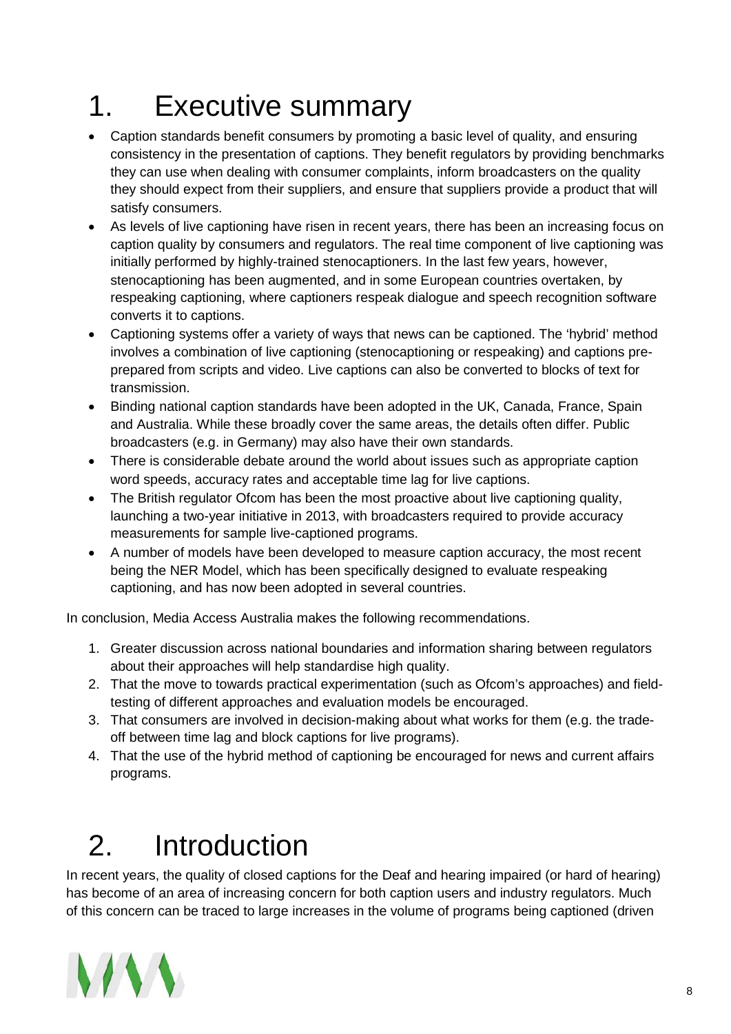# 1. Executive summary

- Caption standards benefit consumers by promoting a basic level of quality, and ensuring consistency in the presentation of captions. They benefit regulators by providing benchmarks they can use when dealing with consumer complaints, inform broadcasters on the quality they should expect from their suppliers, and ensure that suppliers provide a product that will satisfy consumers.
- As levels of live captioning have risen in recent years, there has been an increasing focus on caption quality by consumers and regulators. The real time component of live captioning was initially performed by highly-trained stenocaptioners. In the last few years, however, stenocaptioning has been augmented, and in some European countries overtaken, by respeaking captioning, where captioners respeak dialogue and speech recognition software converts it to captions.
- Captioning systems offer a variety of ways that news can be captioned. The 'hybrid' method involves a combination of live captioning (stenocaptioning or respeaking) and captions pre-prepared from scripts and video. Live captions can also be converted to blocks of text for transmission.
- Binding national caption standards have been adopted in the UK, Canada, France, Spain and Australia. While these broadly cover the same areas, the details often differ. Public broadcasters (e.g. in Germany) may also have their own standards.
- There is considerable debate around the world about issues such as appropriate caption word speeds, accuracy rates and acceptable time lag for live captions.
- The British regulator Ofcom has been the most proactive about live captioning quality, launching a two-year initiative in 2013, with broadcasters required to provide accuracy measurements for sample live-captioned programs.
- A number of models have been developed to measure caption accuracy, the most recent being the NER Model, which has been specifically designed to evaluate respeaking captioning, and has now been adopted in several countries.

In conclusion, Media Access Australia makes the following recommendations.

1. Greater discussion across national boundaries and information sharing between regulators about their approaches will help standardise high quality.
2. That the move to towards practical experimentation (such as Ofcom's approaches) and field-testing of different approaches and evaluation models be encouraged.
3. That consumers are involved in decision-making about what works for them (e.g. the trade-off between time lag and block captions for live programs).
4. That the use of the hybrid method of captioning be encouraged for news and current affairs programs.

# 2. Introduction

In recent years, the quality of closed captions for the Deaf and hearing impaired (or hard of hearing) has become of an area of increasing concern for both caption users and industry regulators. Much of this concern can be traced to large increases in the volume of programs being captioned (driven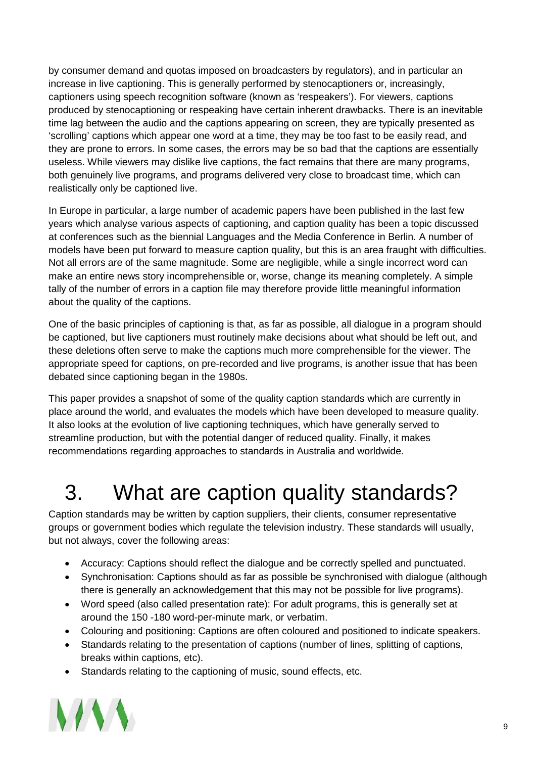by consumer demand and quotas imposed on broadcasters by regulators), and in particular an increase in live captioning. This is generally performed by stenocaptioners or, increasingly, captioners using speech recognition software (known as 'respeakers'). For viewers, captions produced by stenocaptioning or respeaking have certain inherent drawbacks. There is an inevitable time lag between the audio and the captions appearing on screen, they are typically presented as 'scrolling' captions which appear one word at a time, they may be too fast to be easily read, and they are prone to errors. In some cases, the errors may be so bad that the captions are essentially useless. While viewers may dislike live captions, the fact remains that there are many programs, both genuinely live programs, and programs delivered very close to broadcast time, which can realistically only be captioned live.

In Europe in particular, a large number of academic papers have been published in the last few years which analyse various aspects of captioning, and caption quality has been a topic discussed at conferences such as the biennial Languages and the Media Conference in Berlin. A number of models have been put forward to measure caption quality, but this is an area fraught with difficulties. Not all errors are of the same magnitude. Some are negligible, while a single incorrect word can make an entire news story incomprehensible or, worse, change its meaning completely. A simple tally of the number of errors in a caption file may therefore provide little meaningful information about the quality of the captions.

One of the basic principles of captioning is that, as far as possible, all dialogue in a program should be captioned, but live captioners must routinely make decisions about what should be left out, and these deletions often serve to make the captions much more comprehensible for the viewer. The appropriate speed for captions, on pre-recorded and live programs, is another issue that has been debated since captioning began in the 1980s.

This paper provides a snapshot of some of the quality caption standards which are currently in place around the world, and evaluates the models which have been developed to measure quality. It also looks at the evolution of live captioning techniques, which have generally served to streamline production, but with the potential danger of reduced quality. Finally, it makes recommendations regarding approaches to standards in Australia and worldwide.

# 3. What are caption quality standards?

Caption standards may be written by caption suppliers, their clients, consumer representative groups or government bodies which regulate the television industry. These standards will usually, but not always, cover the following areas:

- Accuracy: Captions should reflect the dialogue and be correctly spelled and punctuated.
- Synchronisation: Captions should as far as possible be synchronised with dialogue (although there is generally an acknowledgement that this may not be possible for live programs).
- Word speed (also called presentation rate): For adult programs, this is generally set at around the 150 -180 word-per-minute mark, or verbatim.
- Colouring and positioning: Captions are often coloured and positioned to indicate speakers.
- Standards relating to the presentation of captions (number of lines, splitting of captions, breaks within captions, etc).
- Standards relating to the captioning of music, sound effects, etc.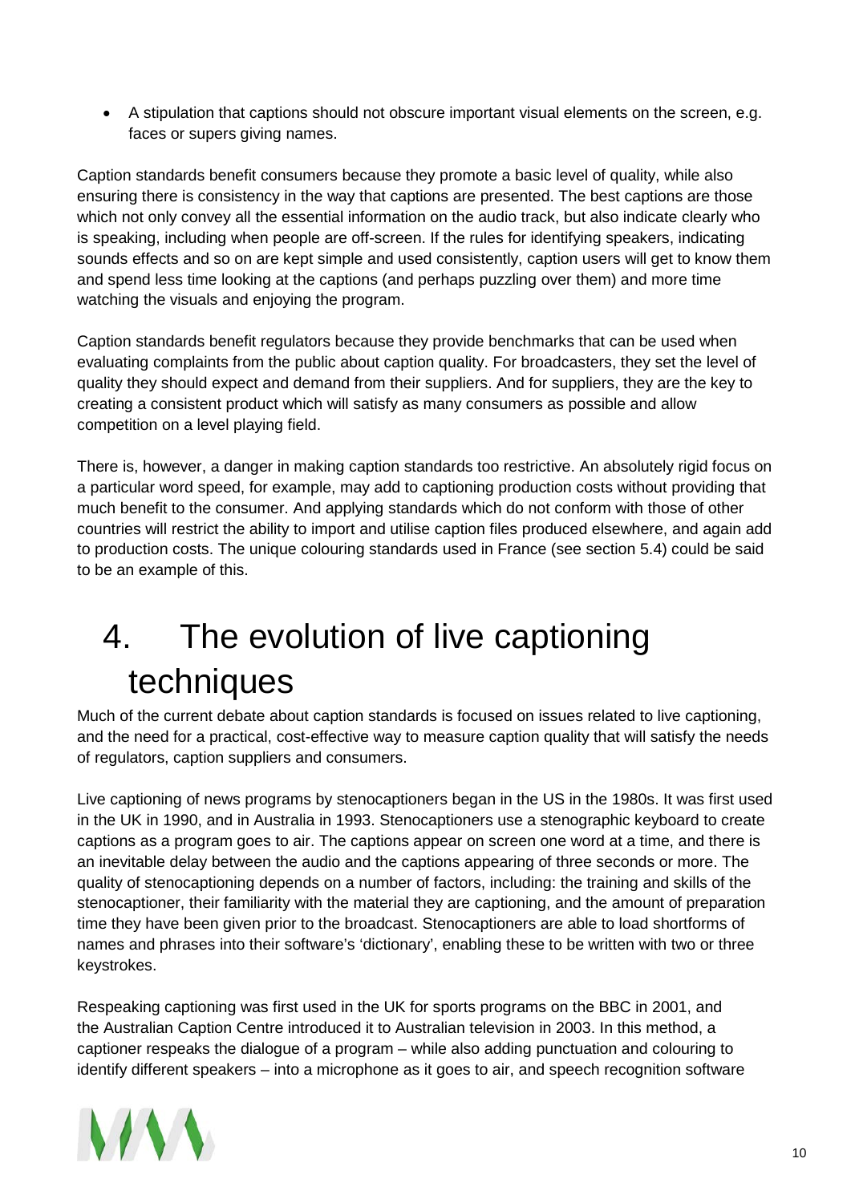- A stipulation that captions should not obscure important visual elements on the screen, e.g. faces or supers giving names.

Caption standards benefit consumers because they promote a basic level of quality, while also ensuring there is consistency in the way that captions are presented. The best captions are those which not only convey all the essential information on the audio track, but also indicate clearly who is speaking, including when people are off-screen. If the rules for identifying speakers, indicating sounds effects and so on are kept simple and used consistently, caption users will get to know them and spend less time looking at the captions (and perhaps puzzling over them) and more time watching the visuals and enjoying the program.

Caption standards benefit regulators because they provide benchmarks that can be used when evaluating complaints from the public about caption quality. For broadcasters, they set the level of quality they should expect and demand from their suppliers. And for suppliers, they are the key to creating a consistent product which will satisfy as many consumers as possible and allow competition on a level playing field.

There is, however, a danger in making caption standards too restrictive. An absolutely rigid focus on a particular word speed, for example, may add to captioning production costs without providing that much benefit to the consumer. And applying standards which do not conform with those of other countries will restrict the ability to import and utilise caption files produced elsewhere, and again add to production costs. The unique colouring standards used in France (see section 5.4) could be said to be an example of this.

# 4. The evolution of live captioning techniques

Much of the current debate about caption standards is focused on issues related to live captioning, and the need for a practical, cost-effective way to measure caption quality that will satisfy the needs of regulators, caption suppliers and consumers.

Live captioning of news programs by stenocaptioners began in the US in the 1980s. It was first used in the UK in 1990, and in Australia in 1993. Stenocaptioners use a stenographic keyboard to create captions as a program goes to air. The captions appear on screen one word at a time, and there is an inevitable delay between the audio and the captions appearing of three seconds or more. The quality of stenocaptioning depends on a number of factors, including: the training and skills of the stenocaptioner, their familiarity with the material they are captioning, and the amount of preparation time they have been given prior to the broadcast. Stenocaptioners are able to load shortforms of names and phrases into their software's 'dictionary', enabling these to be written with two or three keystrokes.

Respeaking captioning was first used in the UK for sports programs on the BBC in 2001, and the Australian Caption Centre introduced it to Australian television in 2003. In this method, a captioner respeaks the dialogue of a program – while also adding punctuation and colouring to identify different speakers – into a microphone as it goes to air, and speech recognition software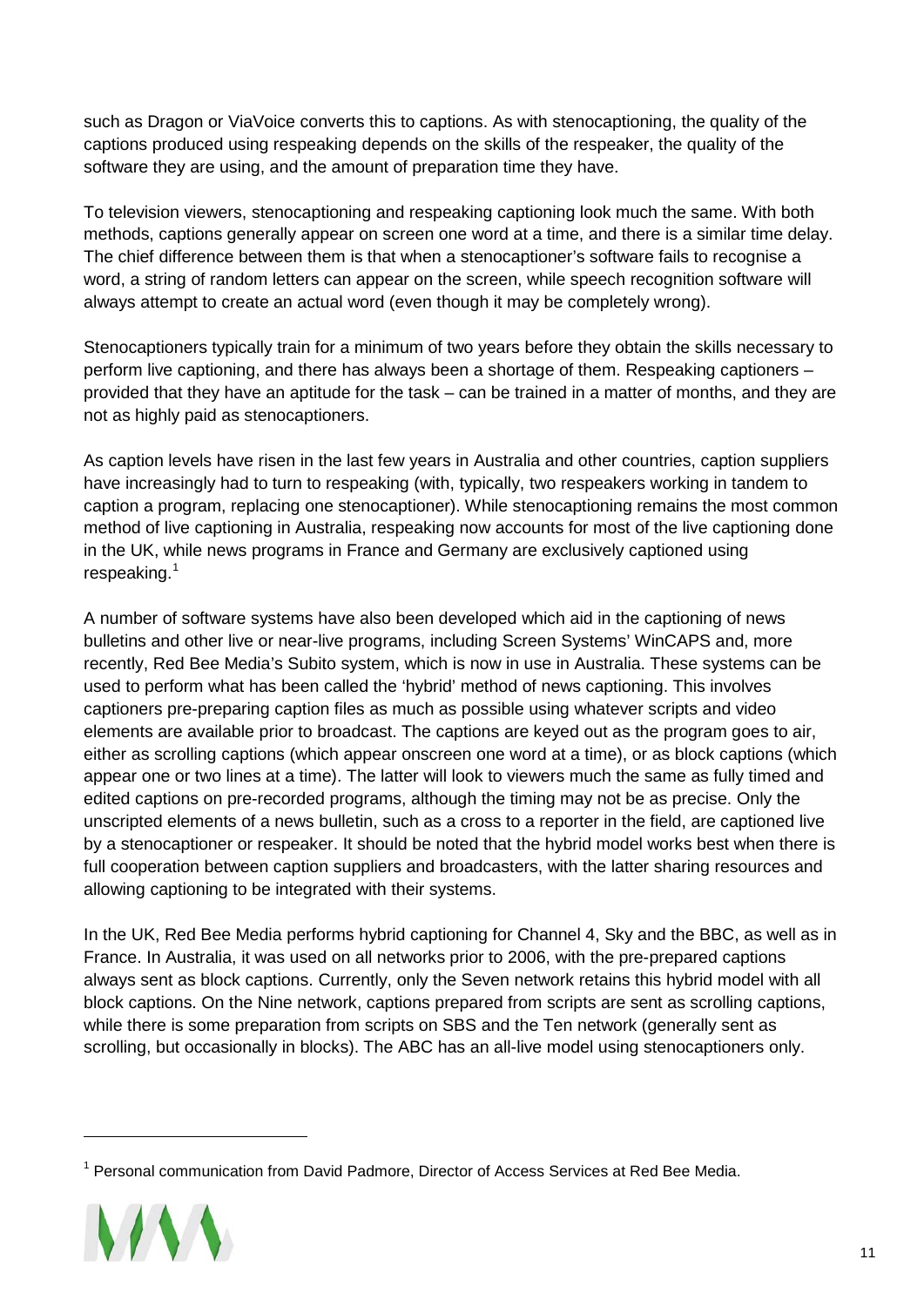such as Dragon or ViaVoice converts this to captions. As with stenocaptioning, the quality of the captions produced using respeaking depends on the skills of the respeaker, the quality of the software they are using, and the amount of preparation time they have.

To television viewers, stenocaptioning and respeaking captioning look much the same. With both methods, captions generally appear on screen one word at a time, and there is a similar time delay. The chief difference between them is that when a stenocaptioner's software fails to recognise a word, a string of random letters can appear on the screen, while speech recognition software will always attempt to create an actual word (even though it may be completely wrong).

Stenocaptioners typically train for a minimum of two years before they obtain the skills necessary to perform live captioning, and there has always been a shortage of them. Respeaking captioners – provided that they have an aptitude for the task – can be trained in a matter of months, and they are not as highly paid as stenocaptioners.

As caption levels have risen in the last few years in Australia and other countries, caption suppliers have increasingly had to turn to respeaking (with, typically, two respeakers working in tandem to caption a program, replacing one stenocaptioner). While stenocaptioning remains the most common method of live captioning in Australia, respeaking now accounts for most of the live captioning done in the UK, while news programs in France and Germany are exclusively captioned using respeaking.[1]

A number of software systems have also been developed which aid in the captioning of news bulletins and other live or near-live programs, including Screen Systems' WinCAPS and, more recently, Red Bee Media's Subito system, which is now in use in Australia. These systems can be used to perform what has been called the 'hybrid' method of news captioning. This involves captioners pre-preparing caption files as much as possible using whatever scripts and video elements are available prior to broadcast. The captions are keyed out as the program goes to air, either as scrolling captions (which appear onscreen one word at a time), or as block captions (which appear one or two lines at a time). The latter will look to viewers much the same as fully timed and edited captions on pre-recorded programs, although the timing may not be as precise. Only the unscripted elements of a news bulletin, such as a cross to a reporter in the field, are captioned live by a stenocaptioner or respeaker. It should be noted that the hybrid model works best when there is full cooperation between caption suppliers and broadcasters, with the latter sharing resources and allowing captioning to be integrated with their systems.

In the UK, Red Bee Media performs hybrid captioning for Channel 4, Sky and the BBC, as well as in France. In Australia, it was used on all networks prior to 2006, with the pre-prepared captions always sent as block captions. Currently, only the Seven network retains this hybrid model with all block captions. On the Nine network, captions prepared from scripts are sent as scrolling captions, while there is some preparation from scripts on SBS and the Ten network (generally sent as scrolling, but occasionally in blocks). The ABC has an all-live model using stenocaptioners only.

---

[1] Personal communication from David Padmore, Director of Access Services at Red Bee Media.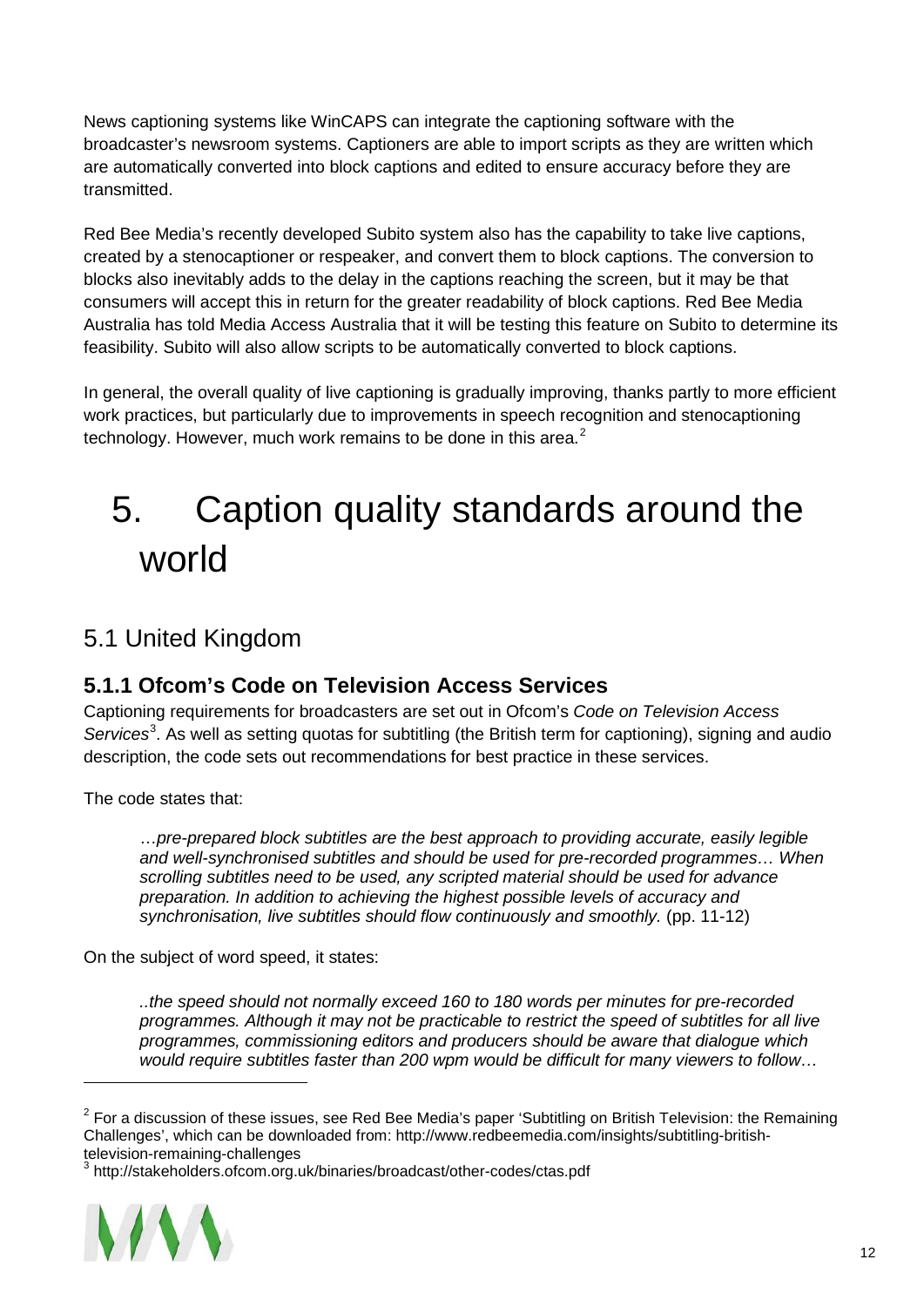News captioning systems like WinCAPS can integrate the captioning software with the broadcaster's newsroom systems. Captioners are able to import scripts as they are written which are automatically converted into block captions and edited to ensure accuracy before they are transmitted.

Red Bee Media's recently developed Subito system also has the capability to take live captions, created by a stenocaptioner or respeaker, and convert them to block captions. The conversion to blocks also inevitably adds to the delay in the captions reaching the screen, but it may be that consumers will accept this in return for the greater readability of block captions. Red Bee Media Australia has told Media Access Australia that it will be testing this feature on Subito to determine its feasibility. Subito will also allow scripts to be automatically converted to block captions.

In general, the overall quality of live captioning is gradually improving, thanks partly to more efficient work practices, but particularly due to improvements in speech recognition and stenocaptioning technology. However, much work remains to be done in this area.[2]

# 5. Caption quality standards around the world

## 5.1 United Kingdom

### 5.1.1 Ofcom's Code on Television Access Services

Captioning requirements for broadcasters are set out in Ofcom's *Code on Television Access Services*[3]. As well as setting quotas for subtitling (the British term for captioning), signing and audio description, the code sets out recommendations for best practice in these services.

The code states that:

> *…pre-prepared block subtitles are the best approach to providing accurate, easily legible and well-synchronised subtitles and should be used for pre-recorded programmes… When scrolling subtitles need to be used, any scripted material should be used for advance preparation. In addition to achieving the highest possible levels of accuracy and synchronisation, live subtitles should flow continuously and smoothly.* (pp. 11-12)

On the subject of word speed, it states:

> *..the speed should not normally exceed 160 to 180 words per minutes for pre-recorded programmes. Although it may not be practicable to restrict the speed of subtitles for all live programmes, commissioning editors and producers should be aware that dialogue which would require subtitles faster than 200 wpm would be difficult for many viewers to follow…*

---

[2] For a discussion of these issues, see Red Bee Media's paper 'Subtitling on British Television: the Remaining Challenges', which can be downloaded from: http://www.redbeemedia.com/insights/subtitling-british-television-remaining-challenges

[3] http://stakeholders.ofcom.org.uk/binaries/broadcast/other-codes/ctas.pdf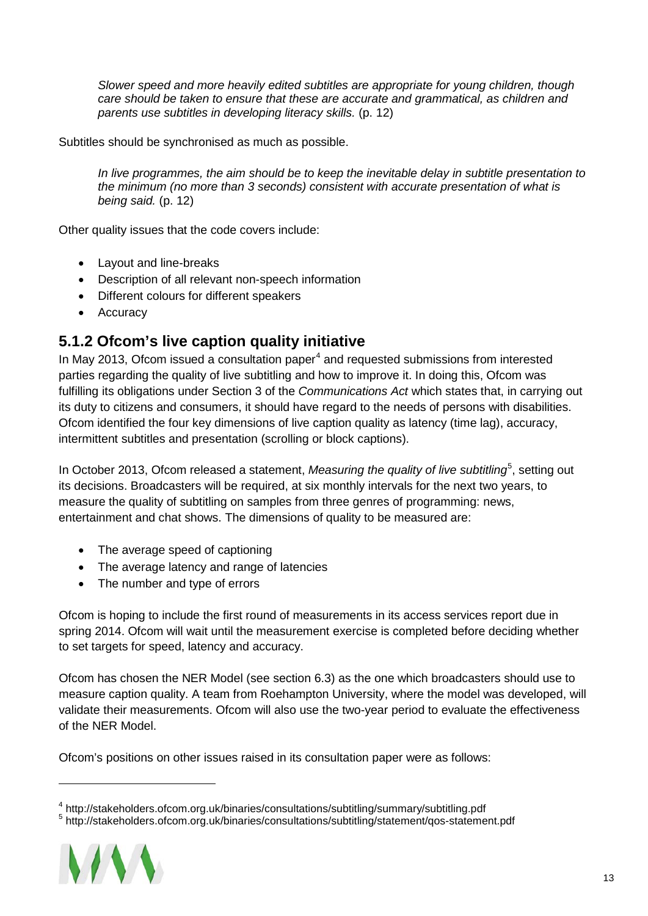> *Slower speed and more heavily edited subtitles are appropriate for young children, though care should be taken to ensure that these are accurate and grammatical, as children and parents use subtitles in developing literacy skills.* (p. 12)

Subtitles should be synchronised as much as possible.

> *In live programmes, the aim should be to keep the inevitable delay in subtitle presentation to the minimum (no more than 3 seconds) consistent with accurate presentation of what is being said.* (p. 12)

Other quality issues that the code covers include:

- Layout and line-breaks
- Description of all relevant non-speech information
- Different colours for different speakers
- Accuracy

### 5.1.2 Ofcom's live caption quality initiative

In May 2013, Ofcom issued a consultation paper[4] and requested submissions from interested parties regarding the quality of live subtitling and how to improve it. In doing this, Ofcom was fulfilling its obligations under Section 3 of the *Communications Act* which states that, in carrying out its duty to citizens and consumers, it should have regard to the needs of persons with disabilities. Ofcom identified the four key dimensions of live caption quality as latency (time lag), accuracy, intermittent subtitles and presentation (scrolling or block captions).

In October 2013, Ofcom released a statement, *Measuring the quality of live subtitling*[5], setting out its decisions. Broadcasters will be required, at six monthly intervals for the next two years, to measure the quality of subtitling on samples from three genres of programming: news, entertainment and chat shows. The dimensions of quality to be measured are:

- The average speed of captioning
- The average latency and range of latencies
- The number and type of errors

Ofcom is hoping to include the first round of measurements in its access services report due in spring 2014. Ofcom will wait until the measurement exercise is completed before deciding whether to set targets for speed, latency and accuracy.

Ofcom has chosen the NER Model (see section 6.3) as the one which broadcasters should use to measure caption quality. A team from Roehampton University, where the model was developed, will validate their measurements. Ofcom will also use the two-year period to evaluate the effectiveness of the NER Model.

Ofcom's positions on other issues raised in its consultation paper were as follows:

---

[4] http://stakeholders.ofcom.org.uk/binaries/consultations/subtitling/summary/subtitling.pdf

[5] http://stakeholders.ofcom.org.uk/binaries/consultations/subtitling/statement/qos-statement.pdf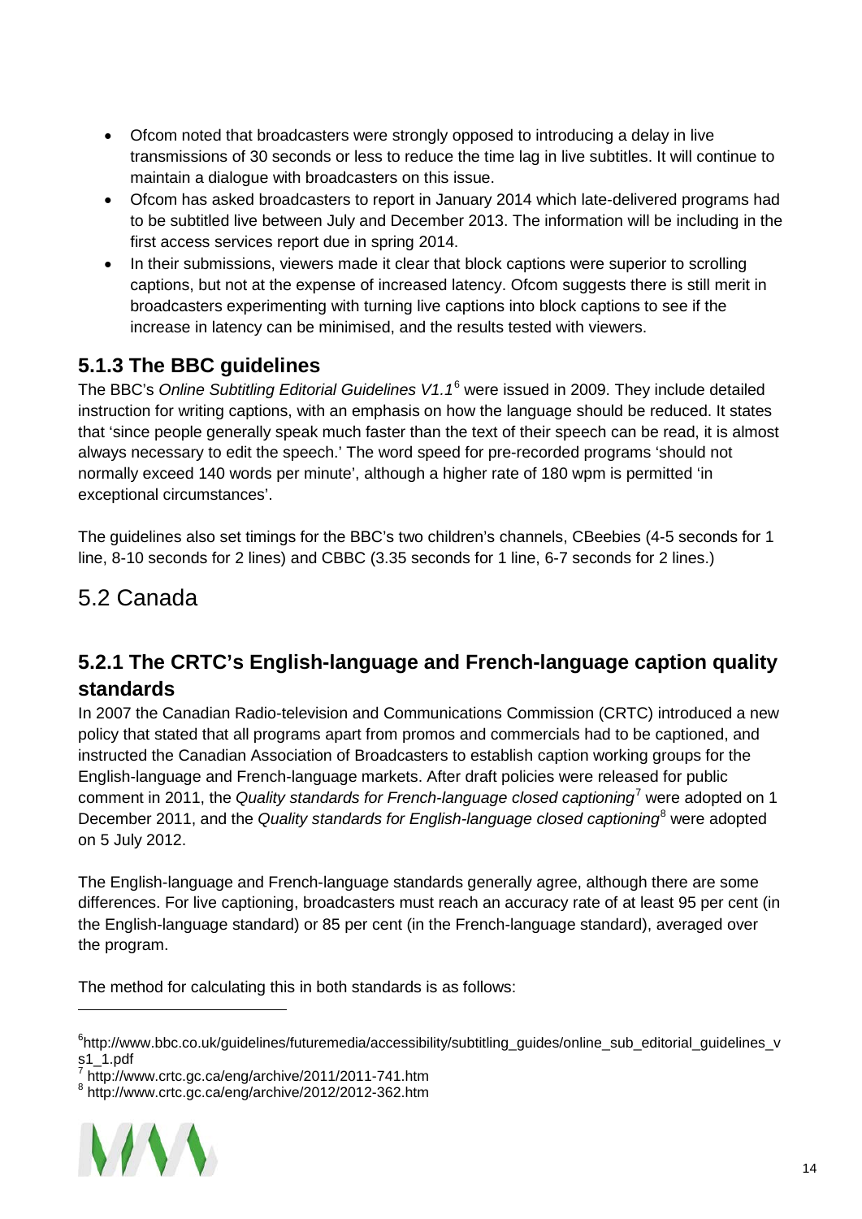- Ofcom noted that broadcasters were strongly opposed to introducing a delay in live transmissions of 30 seconds or less to reduce the time lag in live subtitles. It will continue to maintain a dialogue with broadcasters on this issue.
- Ofcom has asked broadcasters to report in January 2014 which late-delivered programs had to be subtitled live between July and December 2013. The information will be including in the first access services report due in spring 2014.
- In their submissions, viewers made it clear that block captions were superior to scrolling captions, but not at the expense of increased latency. Ofcom suggests there is still merit in broadcasters experimenting with turning live captions into block captions to see if the increase in latency can be minimised, and the results tested with viewers.

### 5.1.3 The BBC guidelines

The BBC's *Online Subtitling Editorial Guidelines V1.1*[6] were issued in 2009. They include detailed instruction for writing captions, with an emphasis on how the language should be reduced. It states that 'since people generally speak much faster than the text of their speech can be read, it is almost always necessary to edit the speech.' The word speed for pre-recorded programs 'should not normally exceed 140 words per minute', although a higher rate of 180 wpm is permitted 'in exceptional circumstances'.

The guidelines also set timings for the BBC's two children's channels, CBeebies (4-5 seconds for 1 line, 8-10 seconds for 2 lines) and CBBC (3.35 seconds for 1 line, 6-7 seconds for 2 lines.)

## 5.2 Canada

### 5.2.1 The CRTC's English-language and French-language caption quality standards

In 2007 the Canadian Radio-television and Communications Commission (CRTC) introduced a new policy that stated that all programs apart from promos and commercials had to be captioned, and instructed the Canadian Association of Broadcasters to establish caption working groups for the English-language and French-language markets. After draft policies were released for public comment in 2011, the *Quality standards for French-language closed captioning*[7] were adopted on 1 December 2011, and the *Quality standards for English-language closed captioning*[8] were adopted on 5 July 2012.

The English-language and French-language standards generally agree, although there are some differences. For live captioning, broadcasters must reach an accuracy rate of at least 95 per cent (in the English-language standard) or 85 per cent (in the French-language standard), averaged over the program.

The method for calculating this in both standards is as follows:

---

[6] http://www.bbc.co.uk/guidelines/futuremedia/accessibility/subtitling_guides/online_sub_editorial_guidelines_vs1_1.pdf

[7] http://www.crtc.gc.ca/eng/archive/2011/2011-741.htm

[8] http://www.crtc.gc.ca/eng/archive/2012/2012-362.htm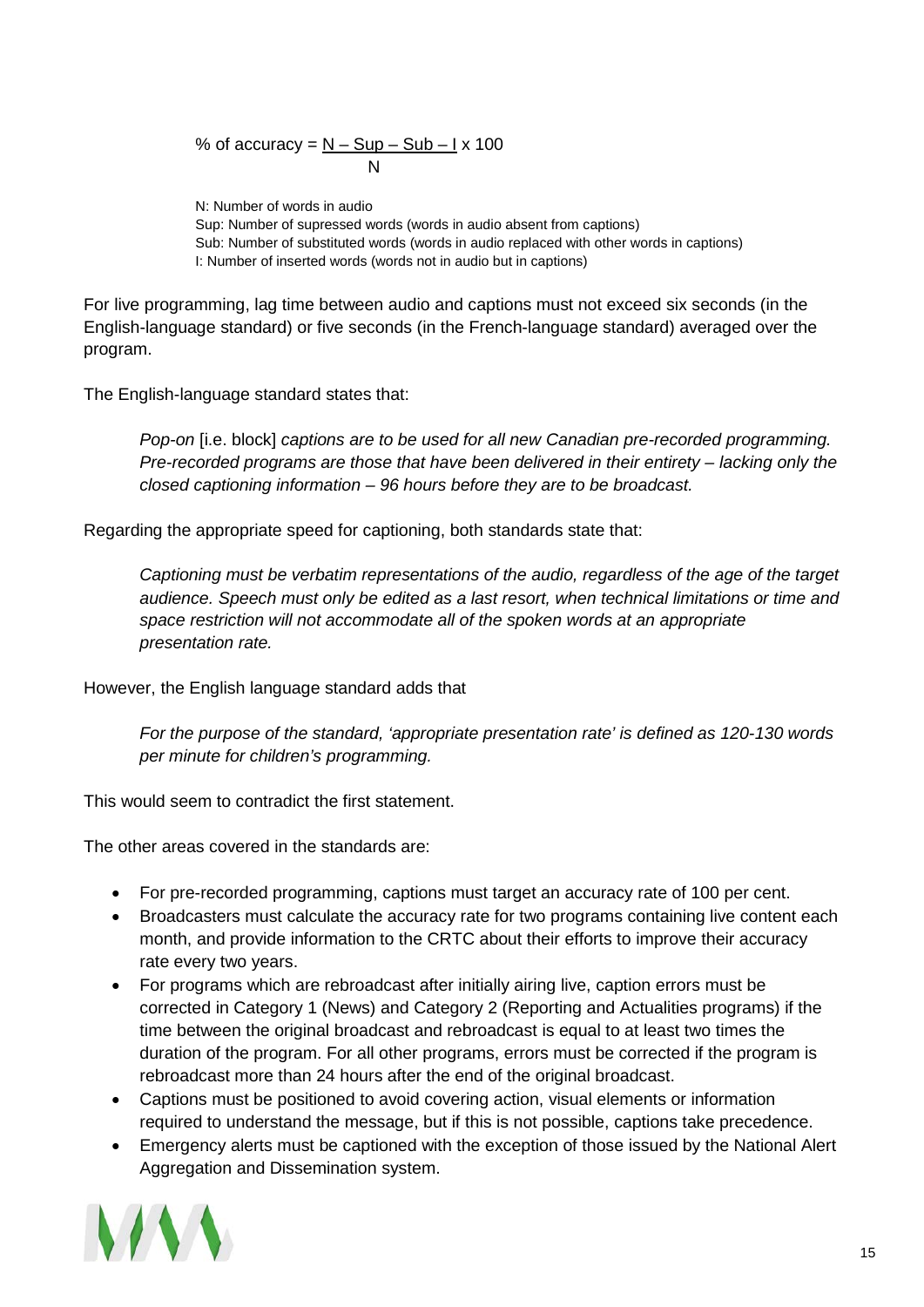$$\% \text{ of accuracy} = \frac{N - Sup - Sub - I}{N} \times 100$$

N: Number of words in audio
Sup: Number of supressed words (words in audio absent from captions)
Sub: Number of substituted words (words in audio replaced with other words in captions)
I: Number of inserted words (words not in audio but in captions)

For live programming, lag time between audio and captions must not exceed six seconds (in the English-language standard) or five seconds (in the French-language standard) averaged over the program.

The English-language standard states that:

> *Pop-on* [i.e. block] *captions are to be used for all new Canadian pre-recorded programming. Pre-recorded programs are those that have been delivered in their entirety – lacking only the closed captioning information – 96 hours before they are to be broadcast.*

Regarding the appropriate speed for captioning, both standards state that:

> *Captioning must be verbatim representations of the audio, regardless of the age of the target audience. Speech must only be edited as a last resort, when technical limitations or time and space restriction will not accommodate all of the spoken words at an appropriate presentation rate.*

However, the English language standard adds that

> *For the purpose of the standard, 'appropriate presentation rate' is defined as 120-130 words per minute for children's programming.*

This would seem to contradict the first statement.

The other areas covered in the standards are:

- For pre-recorded programming, captions must target an accuracy rate of 100 per cent.
- Broadcasters must calculate the accuracy rate for two programs containing live content each month, and provide information to the CRTC about their efforts to improve their accuracy rate every two years.
- For programs which are rebroadcast after initially airing live, caption errors must be corrected in Category 1 (News) and Category 2 (Reporting and Actualities programs) if the time between the original broadcast and rebroadcast is equal to at least two times the duration of the program. For all other programs, errors must be corrected if the program is rebroadcast more than 24 hours after the end of the original broadcast.
- Captions must be positioned to avoid covering action, visual elements or information required to understand the message, but if this is not possible, captions take precedence.
- Emergency alerts must be captioned with the exception of those issued by the National Alert Aggregation and Dissemination system.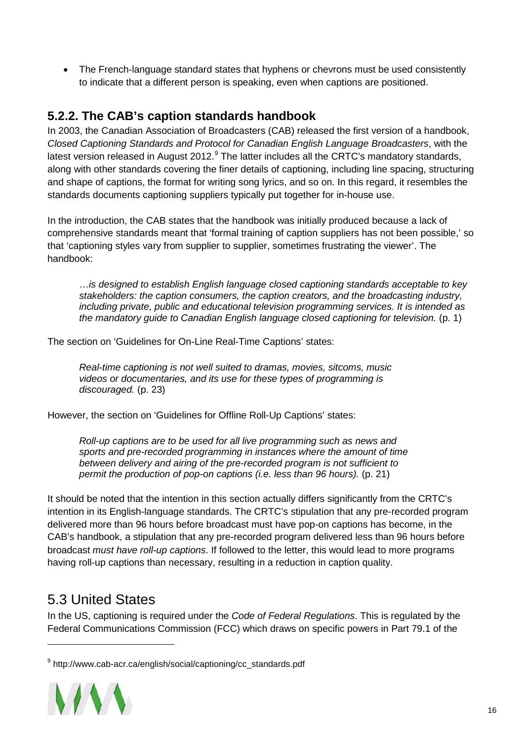- The French-language standard states that hyphens or chevrons must be used consistently to indicate that a different person is speaking, even when captions are positioned.

### 5.2.2. The CAB's caption standards handbook

In 2003, the Canadian Association of Broadcasters (CAB) released the first version of a handbook, *Closed Captioning Standards and Protocol for Canadian English Language Broadcasters*, with the latest version released in August 2012.[9] The latter includes all the CRTC's mandatory standards, along with other standards covering the finer details of captioning, including line spacing, structuring and shape of captions, the format for writing song lyrics, and so on. In this regard, it resembles the standards documents captioning suppliers typically put together for in-house use.

In the introduction, the CAB states that the handbook was initially produced because a lack of comprehensive standards meant that 'formal training of caption suppliers has not been possible,' so that 'captioning styles vary from supplier to supplier, sometimes frustrating the viewer'. The handbook:

> …*is designed to establish English language closed captioning standards acceptable to key stakeholders: the caption consumers, the caption creators, and the broadcasting industry, including private, public and educational television programming services. It is intended as the mandatory guide to Canadian English language closed captioning for television.* (p. 1)

The section on 'Guidelines for On-Line Real-Time Captions' states:

> *Real-time captioning is not well suited to dramas, movies, sitcoms, music videos or documentaries, and its use for these types of programming is discouraged.* (p. 23)

However, the section on 'Guidelines for Offline Roll-Up Captions' states:

> *Roll-up captions are to be used for all live programming such as news and sports and pre-recorded programming in instances where the amount of time between delivery and airing of the pre-recorded program is not sufficient to permit the production of pop-on captions (i.e. less than 96 hours).* (p. 21)

It should be noted that the intention in this section actually differs significantly from the CRTC's intention in its English-language standards. The CRTC's stipulation that any pre-recorded program delivered more than 96 hours before broadcast must have pop-on captions has become, in the CAB's handbook, a stipulation that any pre-recorded program delivered less than 96 hours before broadcast *must have roll-up captions*. If followed to the letter, this would lead to more programs having roll-up captions than necessary, resulting in a reduction in caption quality.

## 5.3 United States

In the US, captioning is required under the *Code of Federal Regulations*. This is regulated by the Federal Communications Commission (FCC) which draws on specific powers in Part 79.1 of the

---

[9] http://www.cab-acr.ca/english/social/captioning/cc_standards.pdf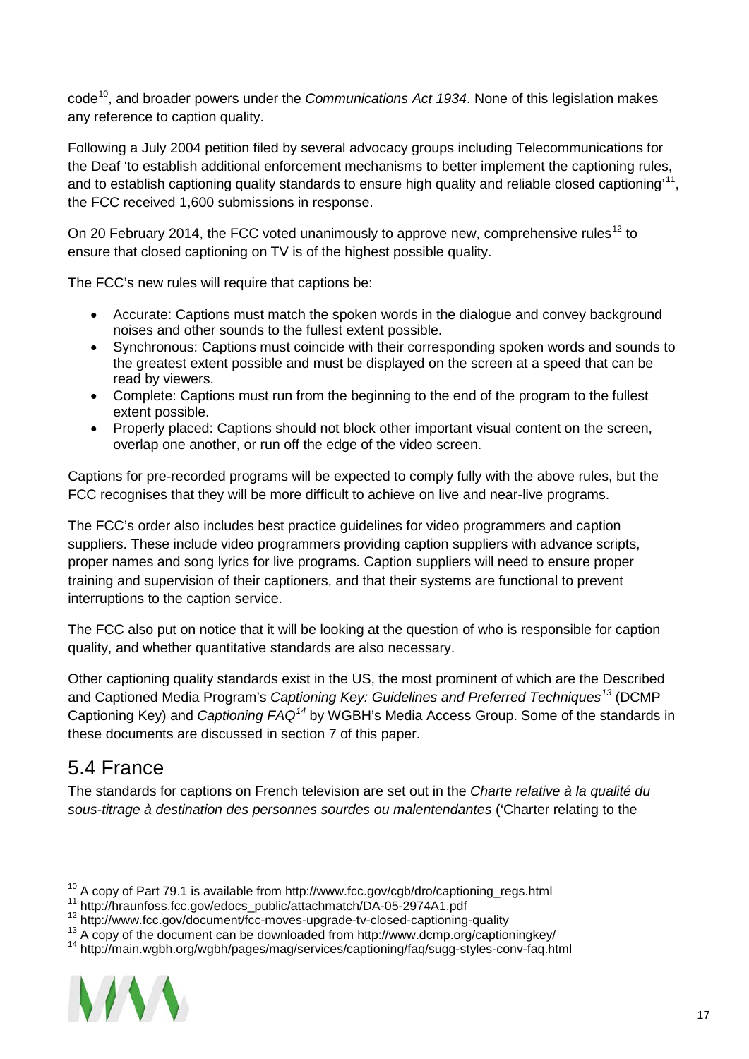code[10], and broader powers under the *Communications Act 1934*. None of this legislation makes any reference to caption quality.

Following a July 2004 petition filed by several advocacy groups including Telecommunications for the Deaf 'to establish additional enforcement mechanisms to better implement the captioning rules, and to establish captioning quality standards to ensure high quality and reliable closed captioning'[11], the FCC received 1,600 submissions in response.

On 20 February 2014, the FCC voted unanimously to approve new, comprehensive rules[12] to ensure that closed captioning on TV is of the highest possible quality.

The FCC's new rules will require that captions be:

- Accurate: Captions must match the spoken words in the dialogue and convey background noises and other sounds to the fullest extent possible.
- Synchronous: Captions must coincide with their corresponding spoken words and sounds to the greatest extent possible and must be displayed on the screen at a speed that can be read by viewers.
- Complete: Captions must run from the beginning to the end of the program to the fullest extent possible.
- Properly placed: Captions should not block other important visual content on the screen, overlap one another, or run off the edge of the video screen.

Captions for pre-recorded programs will be expected to comply fully with the above rules, but the FCC recognises that they will be more difficult to achieve on live and near-live programs.

The FCC's order also includes best practice guidelines for video programmers and caption suppliers. These include video programmers providing caption suppliers with advance scripts, proper names and song lyrics for live programs. Caption suppliers will need to ensure proper training and supervision of their captioners, and that their systems are functional to prevent interruptions to the caption service.

The FCC also put on notice that it will be looking at the question of who is responsible for caption quality, and whether quantitative standards are also necessary.

Other captioning quality standards exist in the US, the most prominent of which are the Described and Captioned Media Program's *Captioning Key: Guidelines and Preferred Techniques*[13] (DCMP Captioning Key) and *Captioning FAQ*[14] by WGBH's Media Access Group. Some of the standards in these documents are discussed in section 7 of this paper.

## 5.4 France

The standards for captions on French television are set out in the *Charte relative à la qualité du sous-titrage à destination des personnes sourdes ou malentendantes* ('Charter relating to the

---

[10] A copy of Part 79.1 is available from http://www.fcc.gov/cgb/dro/captioning_regs.html
[11] http://hraunfoss.fcc.gov/edocs_public/attachmatch/DA-05-2974A1.pdf
[12] http://www.fcc.gov/document/fcc-moves-upgrade-tv-closed-captioning-quality
[13] A copy of the document can be downloaded from http://www.dcmp.org/captioningkey/
[14] http://main.wgbh.org/wgbh/pages/mag/services/captioning/faq/sugg-styles-conv-faq.html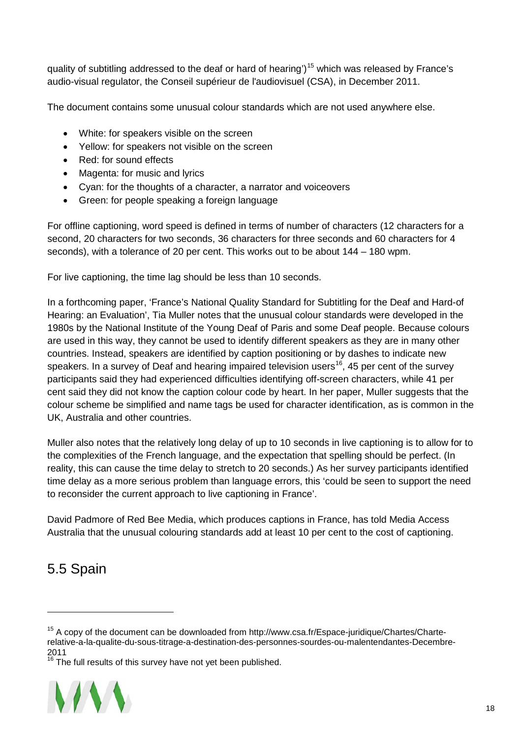quality of subtitling addressed to the deaf or hard of hearing')[15] which was released by France's audio-visual regulator, the Conseil supérieur de l'audiovisuel (CSA), in December 2011.

The document contains some unusual colour standards which are not used anywhere else.

- White: for speakers visible on the screen
- Yellow: for speakers not visible on the screen
- Red: for sound effects
- Magenta: for music and lyrics
- Cyan: for the thoughts of a character, a narrator and voiceovers
- Green: for people speaking a foreign language

For offline captioning, word speed is defined in terms of number of characters (12 characters for a second, 20 characters for two seconds, 36 characters for three seconds and 60 characters for 4 seconds), with a tolerance of 20 per cent. This works out to be about 144 – 180 wpm.

For live captioning, the time lag should be less than 10 seconds.

In a forthcoming paper, 'France's National Quality Standard for Subtitling for the Deaf and Hard-of Hearing: an Evaluation', Tia Muller notes that the unusual colour standards were developed in the 1980s by the National Institute of the Young Deaf of Paris and some Deaf people. Because colours are used in this way, they cannot be used to identify different speakers as they are in many other countries. Instead, speakers are identified by caption positioning or by dashes to indicate new speakers. In a survey of Deaf and hearing impaired television users[16], 45 per cent of the survey participants said they had experienced difficulties identifying off-screen characters, while 41 per cent said they did not know the caption colour code by heart. In her paper, Muller suggests that the colour scheme be simplified and name tags be used for character identification, as is common in the UK, Australia and other countries.

Muller also notes that the relatively long delay of up to 10 seconds in live captioning is to allow for to the complexities of the French language, and the expectation that spelling should be perfect. (In reality, this can cause the time delay to stretch to 20 seconds.) As her survey participants identified time delay as a more serious problem than language errors, this 'could be seen to support the need to reconsider the current approach to live captioning in France'.

David Padmore of Red Bee Media, which produces captions in France, has told Media Access Australia that the unusual colouring standards add at least 10 per cent to the cost of captioning.

## 5.5 Spain

[15] A copy of the document can be downloaded from http://www.csa.fr/Espace-juridique/Chartes/Charte-relative-a-la-qualite-du-sous-titrage-a-destination-des-personnes-sourdes-ou-malentendantes-Decembre-2011

[16] The full results of this survey have not yet been published.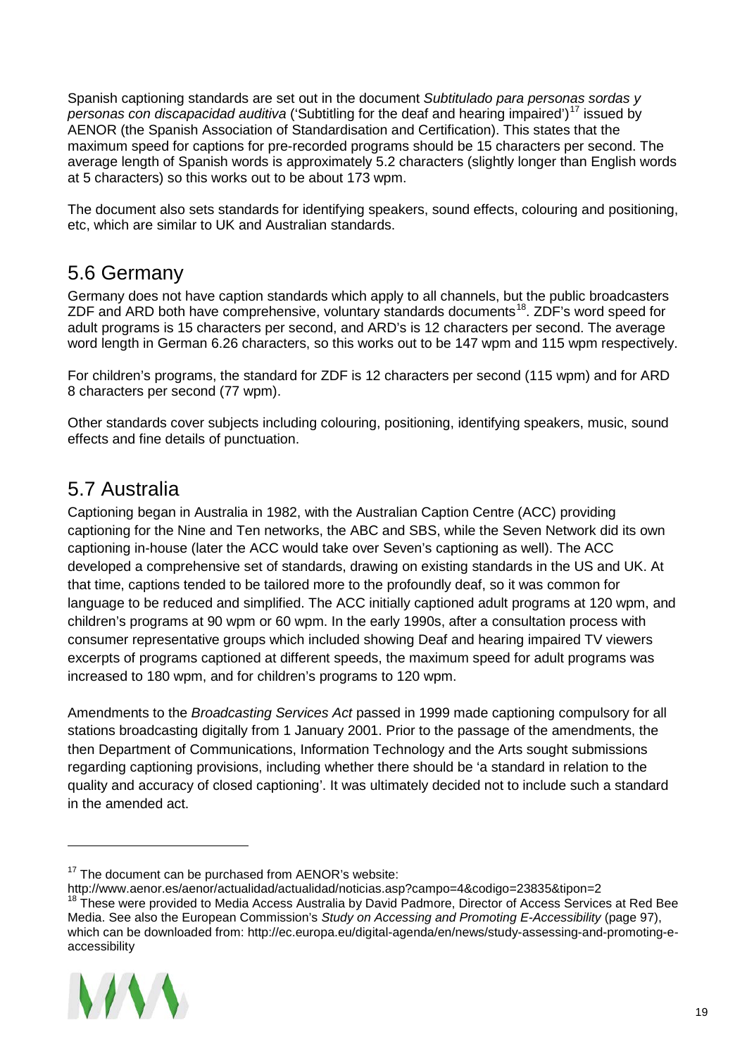Spanish captioning standards are set out in the document *Subtitulado para personas sordas y personas con discapacidad auditiva* ('Subtitling for the deaf and hearing impaired')[17] issued by AENOR (the Spanish Association of Standardisation and Certification). This states that the maximum speed for captions for pre-recorded programs should be 15 characters per second. The average length of Spanish words is approximately 5.2 characters (slightly longer than English words at 5 characters) so this works out to be about 173 wpm.

The document also sets standards for identifying speakers, sound effects, colouring and positioning, etc, which are similar to UK and Australian standards.

## 5.6 Germany

Germany does not have caption standards which apply to all channels, but the public broadcasters ZDF and ARD both have comprehensive, voluntary standards documents[18]. ZDF's word speed for adult programs is 15 characters per second, and ARD's is 12 characters per second. The average word length in German 6.26 characters, so this works out to be 147 wpm and 115 wpm respectively.

For children's programs, the standard for ZDF is 12 characters per second (115 wpm) and for ARD 8 characters per second (77 wpm).

Other standards cover subjects including colouring, positioning, identifying speakers, music, sound effects and fine details of punctuation.

## 5.7 Australia

Captioning began in Australia in 1982, with the Australian Caption Centre (ACC) providing captioning for the Nine and Ten networks, the ABC and SBS, while the Seven Network did its own captioning in-house (later the ACC would take over Seven's captioning as well). The ACC developed a comprehensive set of standards, drawing on existing standards in the US and UK. At that time, captions tended to be tailored more to the profoundly deaf, so it was common for language to be reduced and simplified. The ACC initially captioned adult programs at 120 wpm, and children's programs at 90 wpm or 60 wpm. In the early 1990s, after a consultation process with consumer representative groups which included showing Deaf and hearing impaired TV viewers excerpts of programs captioned at different speeds, the maximum speed for adult programs was increased to 180 wpm, and for children's programs to 120 wpm.

Amendments to the *Broadcasting Services Act* passed in 1999 made captioning compulsory for all stations broadcasting digitally from 1 January 2001. Prior to the passage of the amendments, the then Department of Communications, Information Technology and the Arts sought submissions regarding captioning provisions, including whether there should be 'a standard in relation to the quality and accuracy of closed captioning'. It was ultimately decided not to include such a standard in the amended act.

---

[17] The document can be purchased from AENOR's website: http://www.aenor.es/aenor/actualidad/actualidad/noticias.asp?campo=4&codigo=23835&tipon=2

[18] These were provided to Media Access Australia by David Padmore, Director of Access Services at Red Bee Media. See also the European Commission's *Study on Accessing and Promoting E-Accessibility* (page 97), which can be downloaded from: http://ec.europa.eu/digital-agenda/en/news/study-assessing-and-promoting-e-accessibility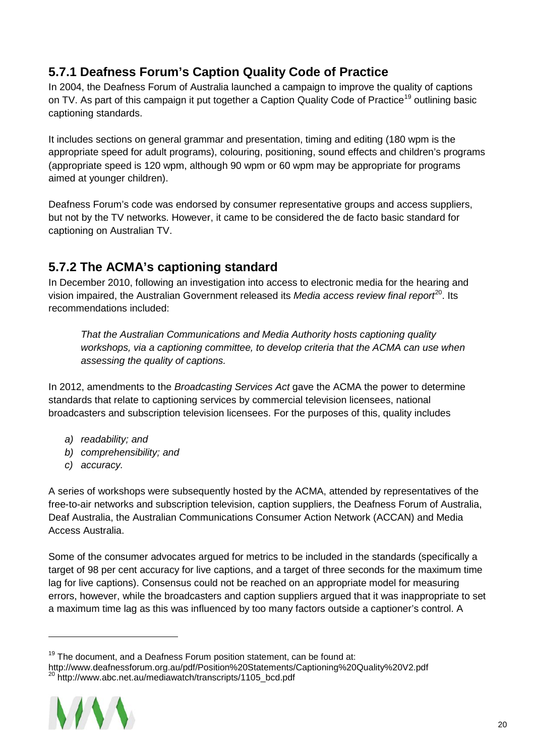### 5.7.1 Deafness Forum's Caption Quality Code of Practice

In 2004, the Deafness Forum of Australia launched a campaign to improve the quality of captions on TV. As part of this campaign it put together a Caption Quality Code of Practice[19] outlining basic captioning standards.

It includes sections on general grammar and presentation, timing and editing (180 wpm is the appropriate speed for adult programs), colouring, positioning, sound effects and children's programs (appropriate speed is 120 wpm, although 90 wpm or 60 wpm may be appropriate for programs aimed at younger children).

Deafness Forum's code was endorsed by consumer representative groups and access suppliers, but not by the TV networks. However, it came to be considered the de facto basic standard for captioning on Australian TV.

### 5.7.2 The ACMA's captioning standard

In December 2010, following an investigation into access to electronic media for the hearing and vision impaired, the Australian Government released its *Media access review final report*[20]. Its recommendations included:

> *That the Australian Communications and Media Authority hosts captioning quality workshops, via a captioning committee, to develop criteria that the ACMA can use when assessing the quality of captions.*

In 2012, amendments to the *Broadcasting Services Act* gave the ACMA the power to determine standards that relate to captioning services by commercial television licensees, national broadcasters and subscription television licensees. For the purposes of this, quality includes

*a) readability; and*
*b) comprehensibility; and*
*c) accuracy.*

A series of workshops were subsequently hosted by the ACMA, attended by representatives of the free-to-air networks and subscription television, caption suppliers, the Deafness Forum of Australia, Deaf Australia, the Australian Communications Consumer Action Network (ACCAN) and Media Access Australia.

Some of the consumer advocates argued for metrics to be included in the standards (specifically a target of 98 per cent accuracy for live captions, and a target of three seconds for the maximum time lag for live captions). Consensus could not be reached on an appropriate model for measuring errors, however, while the broadcasters and caption suppliers argued that it was inappropriate to set a maximum time lag as this was influenced by too many factors outside a captioner's control. A

---

[19] The document, and a Deafness Forum position statement, can be found at: http://www.deafnessforum.org.au/pdf/Position%20Statements/Captioning%20Quality%20V2.pdf

[20] http://www.abc.net.au/mediawatch/transcripts/1105_bcd.pdf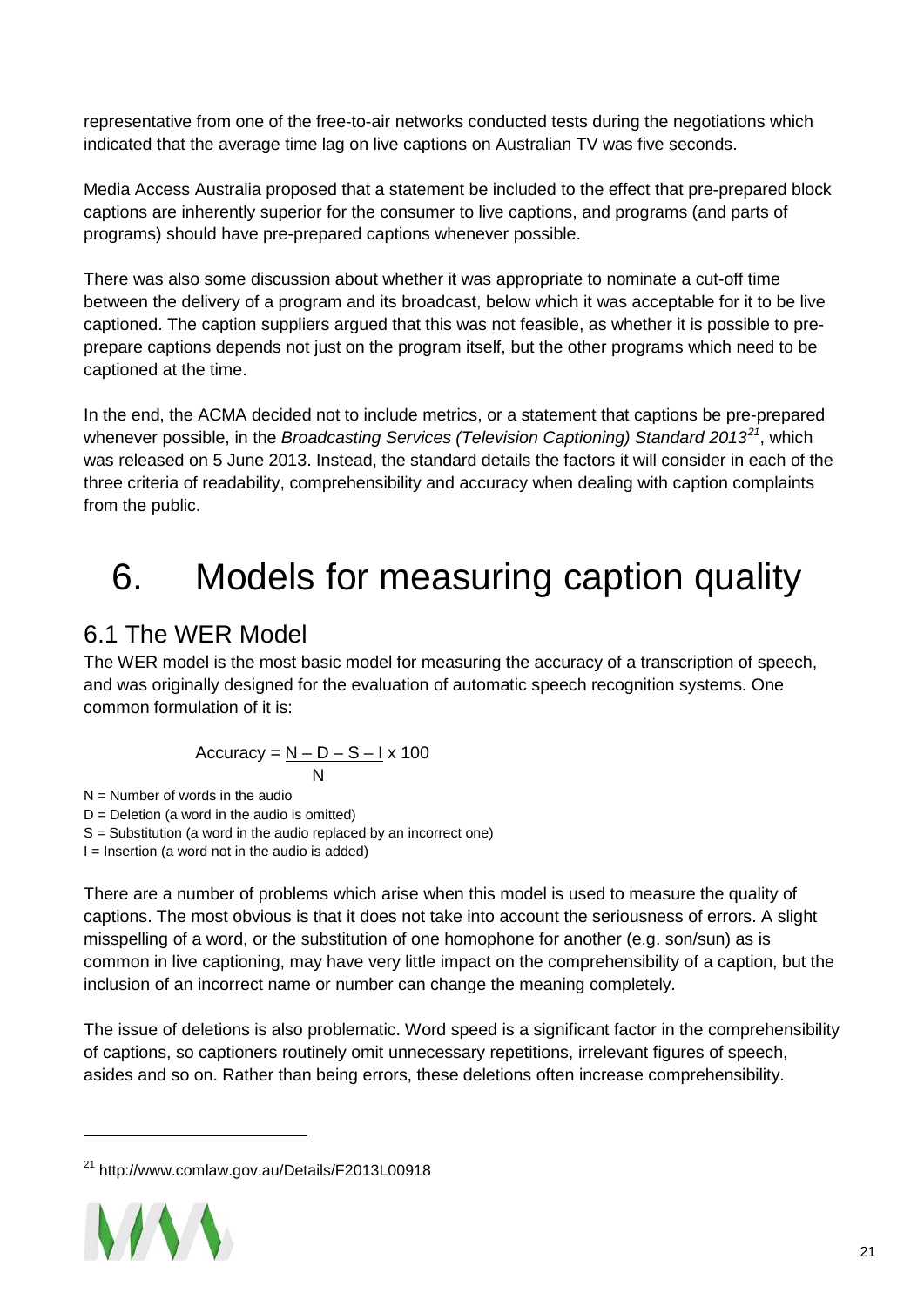representative from one of the free-to-air networks conducted tests during the negotiations which indicated that the average time lag on live captions on Australian TV was five seconds.

Media Access Australia proposed that a statement be included to the effect that pre-prepared block captions are inherently superior for the consumer to live captions, and programs (and parts of programs) should have pre-prepared captions whenever possible.

There was also some discussion about whether it was appropriate to nominate a cut-off time between the delivery of a program and its broadcast, below which it was acceptable for it to be live captioned. The caption suppliers argued that this was not feasible, as whether it is possible to pre-prepare captions depends not just on the program itself, but the other programs which need to be captioned at the time.

In the end, the ACMA decided not to include metrics, or a statement that captions be pre-prepared whenever possible, in the *Broadcasting Services (Television Captioning) Standard 2013*[21], which was released on 5 June 2013. Instead, the standard details the factors it will consider in each of the three criteria of readability, comprehensibility and accuracy when dealing with caption complaints from the public.

# 6. Models for measuring caption quality

## 6.1 The WER Model

The WER model is the most basic model for measuring the accuracy of a transcription of speech, and was originally designed for the evaluation of automatic speech recognition systems. One common formulation of it is:

$$\text{Accuracy} = \frac{N - D - S - I}{N} \times 100$$

N = Number of words in the audio
D = Deletion (a word in the audio is omitted)
S = Substitution (a word in the audio replaced by an incorrect one)
I = Insertion (a word not in the audio is added)

There are a number of problems which arise when this model is used to measure the quality of captions. The most obvious is that it does not take into account the seriousness of errors. A slight misspelling of a word, or the substitution of one homophone for another (e.g. son/sun) as is common in live captioning, may have very little impact on the comprehensibility of a caption, but the inclusion of an incorrect name or number can change the meaning completely.

The issue of deletions is also problematic. Word speed is a significant factor in the comprehensibility of captions, so captioners routinely omit unnecessary repetitions, irrelevant figures of speech, asides and so on. Rather than being errors, these deletions often increase comprehensibility.

---

[21] http://www.comlaw.gov.au/Details/F2013L00918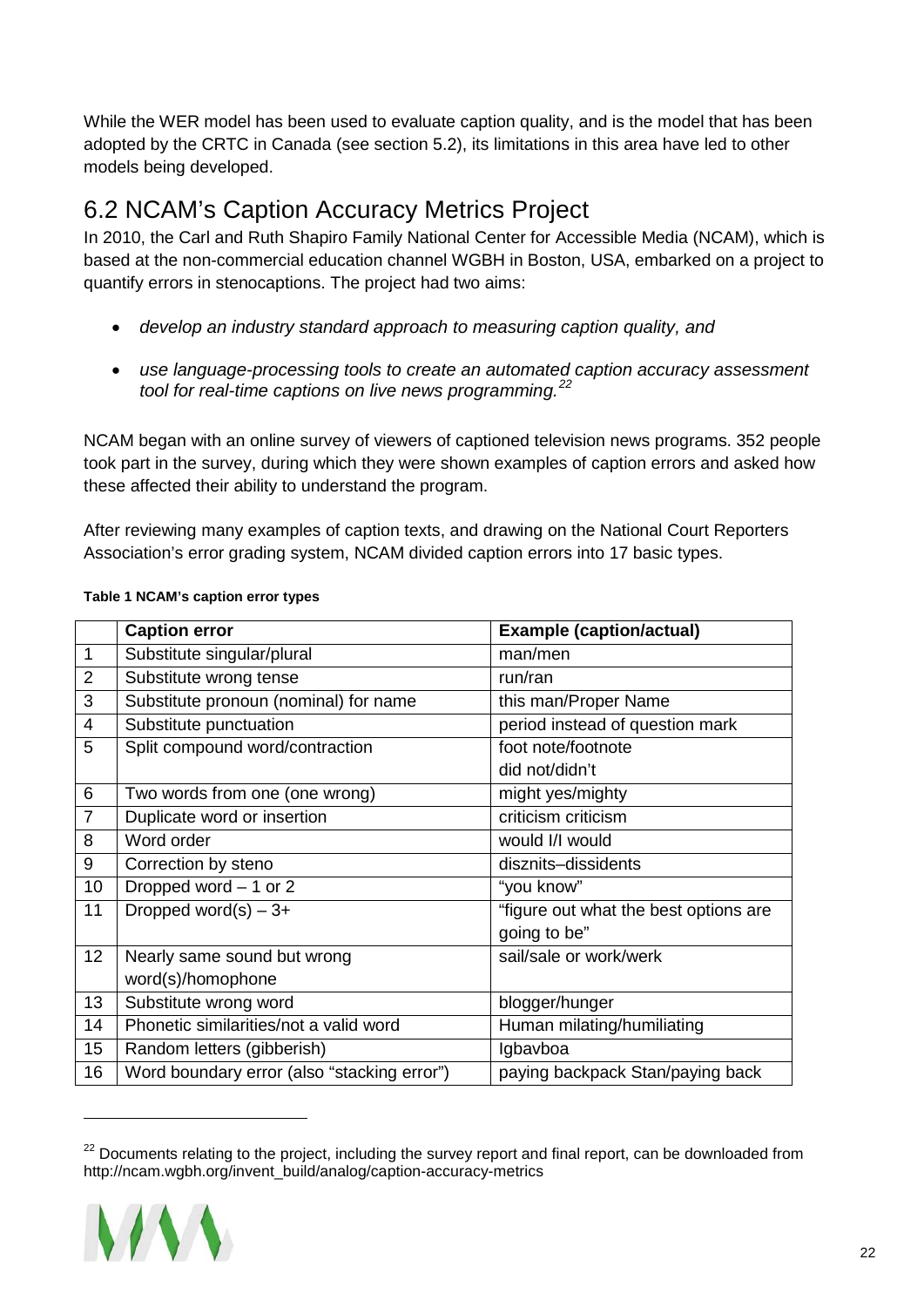While the WER model has been used to evaluate caption quality, and is the model that has been adopted by the CRTC in Canada (see section 5.2), its limitations in this area have led to other models being developed.

## 6.2 NCAM's Caption Accuracy Metrics Project

In 2010, the Carl and Ruth Shapiro Family National Center for Accessible Media (NCAM), which is based at the non-commercial education channel WGBH in Boston, USA, embarked on a project to quantify errors in stenocaptions. The project had two aims:

- *develop an industry standard approach to measuring caption quality, and*
- *use language-processing tools to create an automated caption accuracy assessment tool for real-time captions on live news programming.*[22]

NCAM began with an online survey of viewers of captioned television news programs. 352 people took part in the survey, during which they were shown examples of caption errors and asked how these affected their ability to understand the program.

After reviewing many examples of caption texts, and drawing on the National Court Reporters Association's error grading system, NCAM divided caption errors into 17 basic types.

**Table 1 NCAM's caption error types**

| | Caption error | Example (caption/actual) |
|---|---|---|
| 1 | Substitute singular/plural | man/men |
| 2 | Substitute wrong tense | run/ran |
| 3 | Substitute pronoun (nominal) for name | this man/Proper Name |
| 4 | Substitute punctuation | period instead of question mark |
| 5 | Split compound word/contraction | foot note/footnote<br>did not/didn't |
| 6 | Two words from one (one wrong) | might yes/mighty |
| 7 | Duplicate word or insertion | criticism criticism |
| 8 | Word order | would I/I would |
| 9 | Correction by steno | disznits–dissidents |
| 10 | Dropped word – 1 or 2 | "you know" |
| 11 | Dropped word(s) – 3+ | "figure out what the best options are going to be" |
| 12 | Nearly same sound but wrong word(s)/homophone | sail/sale or work/werk |
| 13 | Substitute wrong word | blogger/hunger |
| 14 | Phonetic similarities/not a valid word | Human milating/humiliating |
| 15 | Random letters (gibberish) | Igbavboa |
| 16 | Word boundary error (also "stacking error") | paying backpack Stan/paying back |

[22] Documents relating to the project, including the survey report and final report, can be downloaded from http://ncam.wgbh.org/invent_build/analog/caption-accuracy-metrics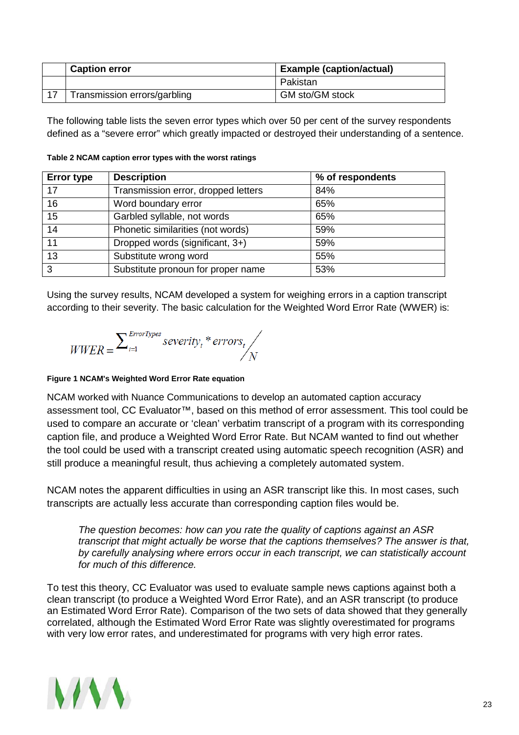|  | Caption error | Example (caption/actual) |
|---|---|---|
|  |  | Pakistan |
| 17 | Transmission errors/garbling | GM sto/GM stock |

The following table lists the seven error types which over 50 per cent of the survey respondents defined as a "severe error" which greatly impacted or destroyed their understanding of a sentence.

**Table 2 NCAM caption error types with the worst ratings**

| Error type | Description | % of respondents |
|---|---|---|
| 17 | Transmission error, dropped letters | 84% |
| 16 | Word boundary error | 65% |
| 15 | Garbled syllable, not words | 65% |
| 14 | Phonetic similarities (not words) | 59% |
| 11 | Dropped words (significant, 3+) | 59% |
| 13 | Substitute wrong word | 55% |
| 3 | Substitute pronoun for proper name | 53% |

Using the survey results, NCAM developed a system for weighing errors in a caption transcript according to their severity. The basic calculation for the Weighted Word Error Rate (WWER) is:

$$WWER = \sum_{t=1}^{ErrorTypes} severity_t * errors_t \Big/ N$$

**Figure 1 NCAM's Weighted Word Error Rate equation**

NCAM worked with Nuance Communications to develop an automated caption accuracy assessment tool, CC Evaluator™, based on this method of error assessment. This tool could be used to compare an accurate or 'clean' verbatim transcript of a program with its corresponding caption file, and produce a Weighted Word Error Rate. But NCAM wanted to find out whether the tool could be used with a transcript created using automatic speech recognition (ASR) and still produce a meaningful result, thus achieving a completely automated system.

NCAM notes the apparent difficulties in using an ASR transcript like this. In most cases, such transcripts are actually less accurate than corresponding caption files would be.

> *The question becomes: how can you rate the quality of captions against an ASR transcript that might actually be worse that the captions themselves? The answer is that, by carefully analysing where errors occur in each transcript, we can statistically account for much of this difference.*

To test this theory, CC Evaluator was used to evaluate sample news captions against both a clean transcript (to produce a Weighted Word Error Rate), and an ASR transcript (to produce an Estimated Word Error Rate). Comparison of the two sets of data showed that they generally correlated, although the Estimated Word Error Rate was slightly overestimated for programs with very low error rates, and underestimated for programs with very high error rates.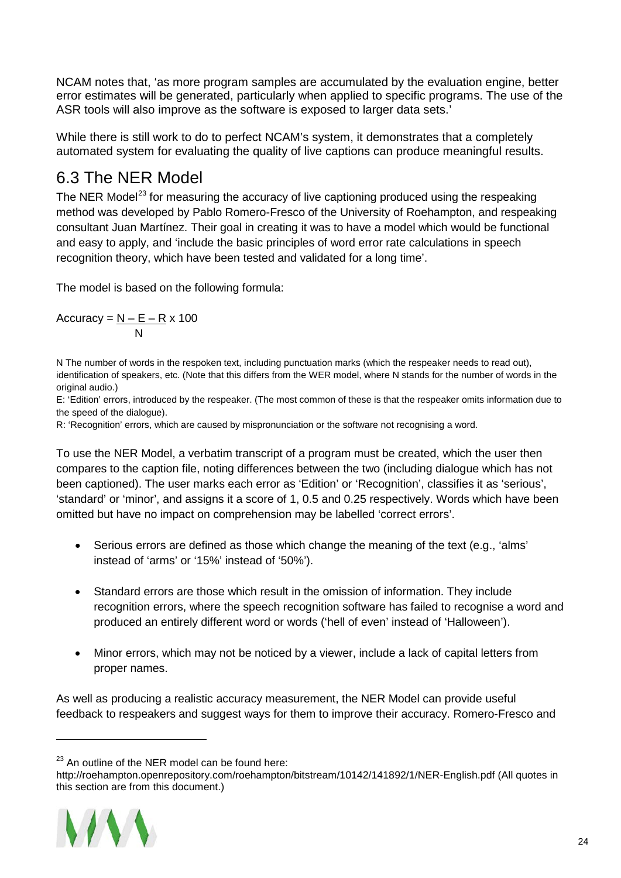NCAM notes that, 'as more program samples are accumulated by the evaluation engine, better error estimates will be generated, particularly when applied to specific programs. The use of the ASR tools will also improve as the software is exposed to larger data sets.'

While there is still work to do to perfect NCAM's system, it demonstrates that a completely automated system for evaluating the quality of live captions can produce meaningful results.

## 6.3 The NER Model

The NER Model[23] for measuring the accuracy of live captioning produced using the respeaking method was developed by Pablo Romero-Fresco of the University of Roehampton, and respeaking consultant Juan Martínez. Their goal in creating it was to have a model which would be functional and easy to apply, and 'include the basic principles of word error rate calculations in speech recognition theory, which have been tested and validated for a long time'.

The model is based on the following formula:

$$\text{Accuracy} = \frac{N - E - R}{N} \times 100$$

N The number of words in the respoken text, including punctuation marks (which the respeaker needs to read out), identification of speakers, etc. (Note that this differs from the WER model, where N stands for the number of words in the original audio.)

E: 'Edition' errors, introduced by the respeaker. (The most common of these is that the respeaker omits information due to the speed of the dialogue).

R: 'Recognition' errors, which are caused by mispronunciation or the software not recognising a word.

To use the NER Model, a verbatim transcript of a program must be created, which the user then compares to the caption file, noting differences between the two (including dialogue which has not been captioned). The user marks each error as 'Edition' or 'Recognition', classifies it as 'serious', 'standard' or 'minor', and assigns it a score of 1, 0.5 and 0.25 respectively. Words which have been omitted but have no impact on comprehension may be labelled 'correct errors'.

- Serious errors are defined as those which change the meaning of the text (e.g., 'alms' instead of 'arms' or '15%' instead of '50%').
- Standard errors are those which result in the omission of information. They include recognition errors, where the speech recognition software has failed to recognise a word and produced an entirely different word or words ('hell of even' instead of 'Halloween').
- Minor errors, which may not be noticed by a viewer, include a lack of capital letters from proper names.

As well as producing a realistic accuracy measurement, the NER Model can provide useful feedback to respeakers and suggest ways for them to improve their accuracy. Romero-Fresco and

[23] An outline of the NER model can be found here: http://roehampton.openrepository.com/roehampton/bitstream/10142/141892/1/NER-English.pdf (All quotes in this section are from this document.)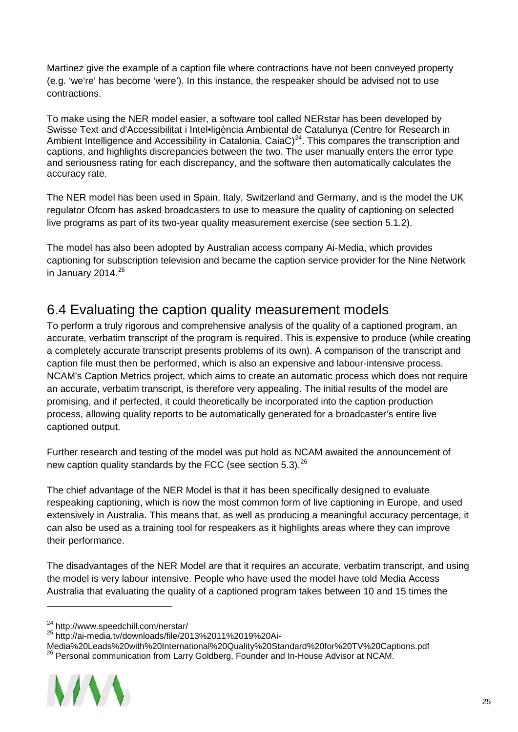Martinez give the example of a caption file where contractions have not been conveyed property (e.g. 'we're' has become 'were'). In this instance, the respeaker should be advised not to use contractions.

To make using the NER model easier, a software tool called NERstar has been developed by Swisse Text and d'Accessibilitat i Intel•ligència Ambiental de Catalunya (Centre for Research in Ambient Intelligence and Accessibility in Catalonia, CaiaC)[24]. This compares the transcription and captions, and highlights discrepancies between the two. The user manually enters the error type and seriousness rating for each discrepancy, and the software then automatically calculates the accuracy rate.

The NER model has been used in Spain, Italy, Switzerland and Germany, and is the model the UK regulator Ofcom has asked broadcasters to use to measure the quality of captioning on selected live programs as part of its two-year quality measurement exercise (see section 5.1.2).

The model has also been adopted by Australian access company Ai-Media, which provides captioning for subscription television and became the caption service provider for the Nine Network in January 2014.[25]

## 6.4 Evaluating the caption quality measurement models

To perform a truly rigorous and comprehensive analysis of the quality of a captioned program, an accurate, verbatim transcript of the program is required. This is expensive to produce (while creating a completely accurate transcript presents problems of its own). A comparison of the transcript and caption file must then be performed, which is also an expensive and labour-intensive process. NCAM's Caption Metrics project, which aims to create an automatic process which does not require an accurate, verbatim transcript, is therefore very appealing. The initial results of the model are promising, and if perfected, it could theoretically be incorporated into the caption production process, allowing quality reports to be automatically generated for a broadcaster's entire live captioned output.

Further research and testing of the model was put hold as NCAM awaited the announcement of new caption quality standards by the FCC (see section 5.3).[26]

The chief advantage of the NER Model is that it has been specifically designed to evaluate respeaking captioning, which is now the most common form of live captioning in Europe, and used extensively in Australia. This means that, as well as producing a meaningful accuracy percentage, it can also be used as a training tool for respeakers as it highlights areas where they can improve their performance.

The disadvantages of the NER Model are that it requires an accurate, verbatim transcript, and using the model is very labour intensive. People who have used the model have told Media Access Australia that evaluating the quality of a captioned program takes between 10 and 15 times the

---

[24] http://www.speedchill.com/nerstar/

[25] http://ai-media.tv/downloads/file/2013%2011%2019%20Ai-Media%20Leads%20with%20International%20Quality%20Standard%20for%20TV%20Captions.pdf

[26] Personal communication from Larry Goldberg, Founder and In-House Advisor at NCAM.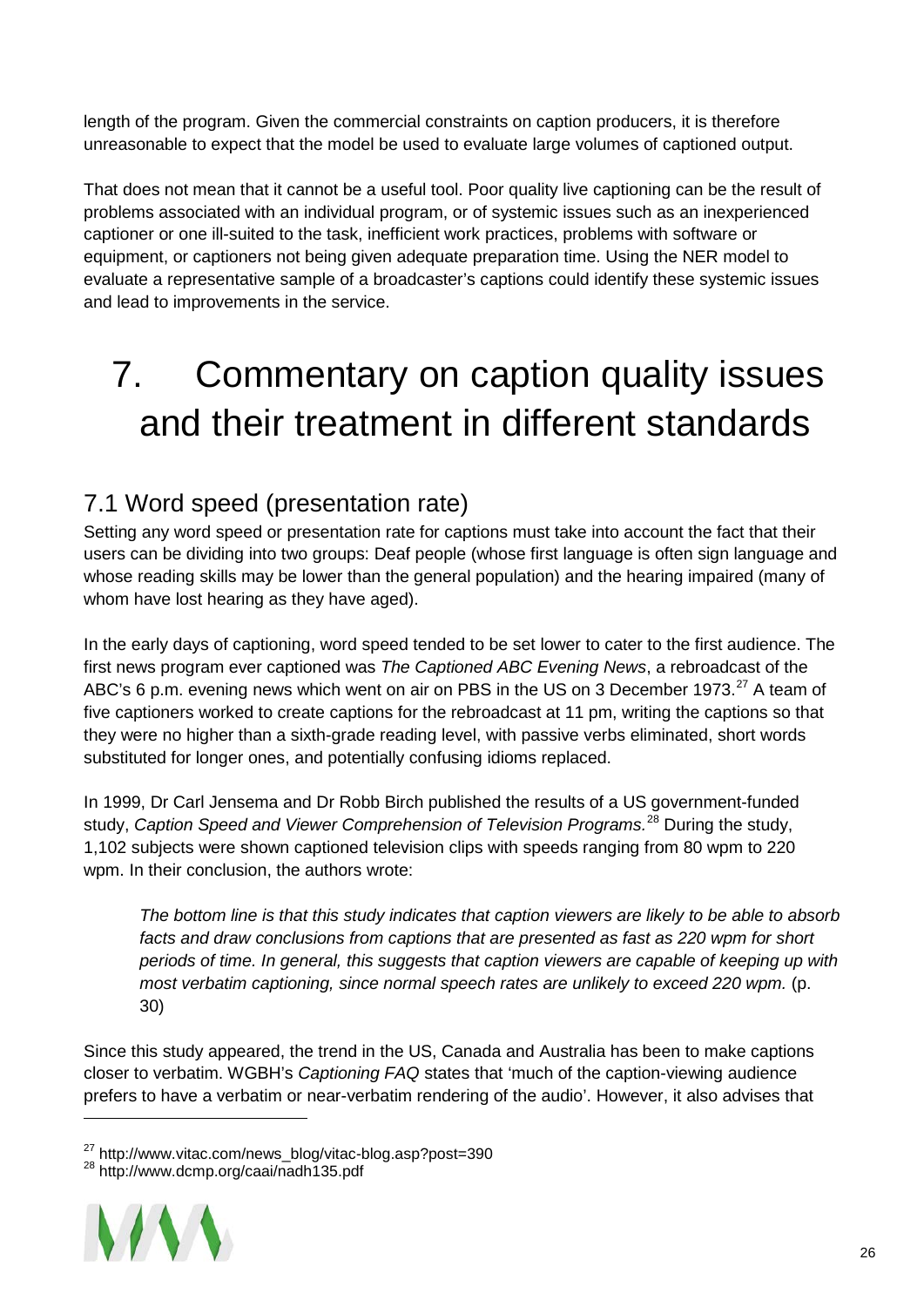length of the program. Given the commercial constraints on caption producers, it is therefore unreasonable to expect that the model be used to evaluate large volumes of captioned output.

That does not mean that it cannot be a useful tool. Poor quality live captioning can be the result of problems associated with an individual program, or of systemic issues such as an inexperienced captioner or one ill-suited to the task, inefficient work practices, problems with software or equipment, or captioners not being given adequate preparation time. Using the NER model to evaluate a representative sample of a broadcaster's captions could identify these systemic issues and lead to improvements in the service.

# 7. Commentary on caption quality issues and their treatment in different standards

## 7.1 Word speed (presentation rate)

Setting any word speed or presentation rate for captions must take into account the fact that their users can be dividing into two groups: Deaf people (whose first language is often sign language and whose reading skills may be lower than the general population) and the hearing impaired (many of whom have lost hearing as they have aged).

In the early days of captioning, word speed tended to be set lower to cater to the first audience. The first news program ever captioned was *The Captioned ABC Evening News*, a rebroadcast of the ABC's 6 p.m. evening news which went on air on PBS in the US on 3 December 1973.[27] A team of five captioners worked to create captions for the rebroadcast at 11 pm, writing the captions so that they were no higher than a sixth-grade reading level, with passive verbs eliminated, short words substituted for longer ones, and potentially confusing idioms replaced.

In 1999, Dr Carl Jensema and Dr Robb Birch published the results of a US government-funded study, *Caption Speed and Viewer Comprehension of Television Programs.*[28] During the study, 1,102 subjects were shown captioned television clips with speeds ranging from 80 wpm to 220 wpm. In their conclusion, the authors wrote:

> *The bottom line is that this study indicates that caption viewers are likely to be able to absorb facts and draw conclusions from captions that are presented as fast as 220 wpm for short periods of time. In general, this suggests that caption viewers are capable of keeping up with most verbatim captioning, since normal speech rates are unlikely to exceed 220 wpm.* (p. 30)

Since this study appeared, the trend in the US, Canada and Australia has been to make captions closer to verbatim. WGBH's *Captioning FAQ* states that 'much of the caption-viewing audience prefers to have a verbatim or near-verbatim rendering of the audio'. However, it also advises that

---

[27] http://www.vitac.com/news_blog/vitac-blog.asp?post=390

[28] http://www.dcmp.org/caai/nadh135.pdf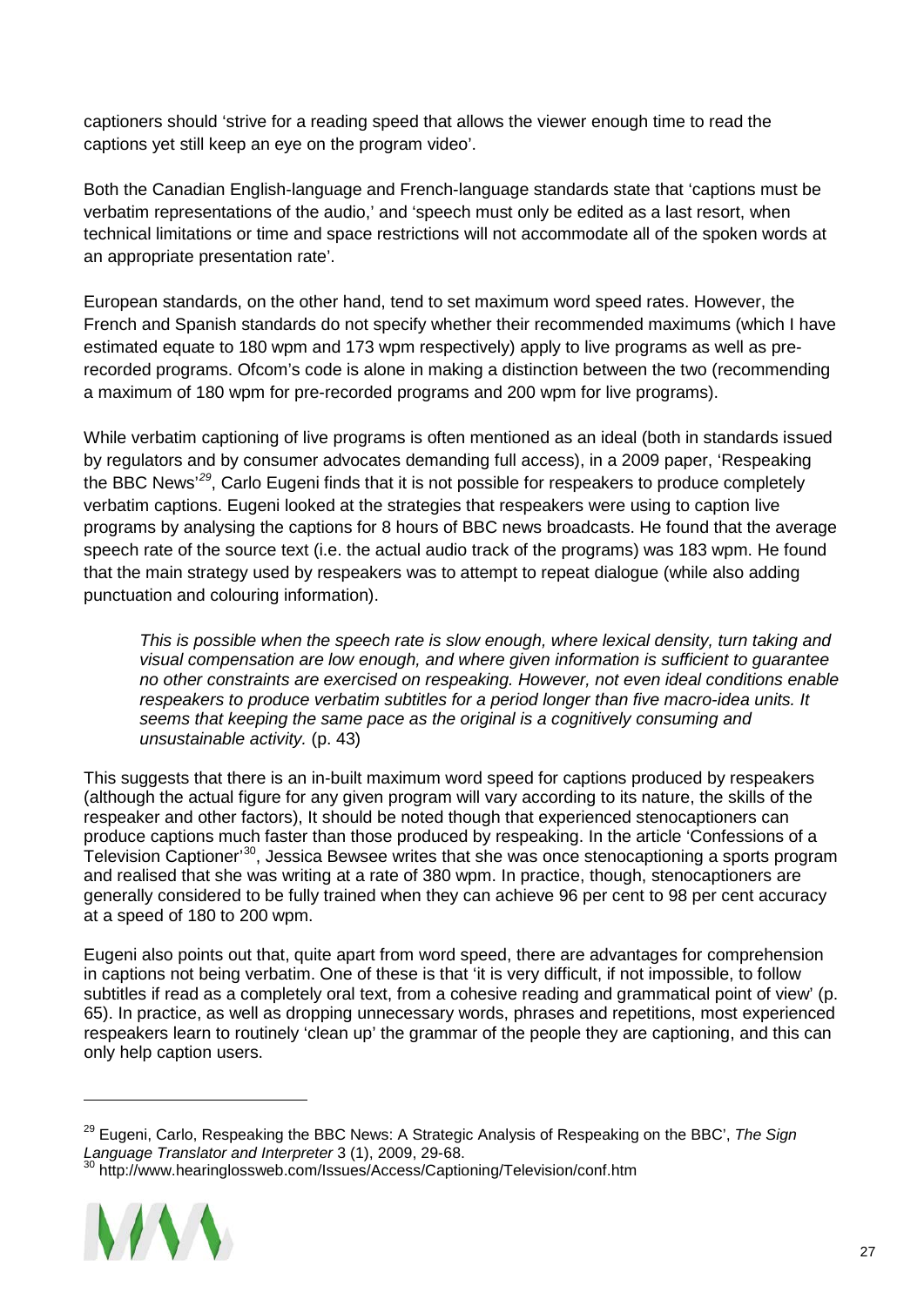captioners should 'strive for a reading speed that allows the viewer enough time to read the captions yet still keep an eye on the program video'.

Both the Canadian English-language and French-language standards state that 'captions must be verbatim representations of the audio,' and 'speech must only be edited as a last resort, when technical limitations or time and space restrictions will not accommodate all of the spoken words at an appropriate presentation rate'.

European standards, on the other hand, tend to set maximum word speed rates. However, the French and Spanish standards do not specify whether their recommended maximums (which I have estimated equate to 180 wpm and 173 wpm respectively) apply to live programs as well as pre-recorded programs. Ofcom's code is alone in making a distinction between the two (recommending a maximum of 180 wpm for pre-recorded programs and 200 wpm for live programs).

While verbatim captioning of live programs is often mentioned as an ideal (both in standards issued by regulators and by consumer advocates demanding full access), in a 2009 paper, 'Respeaking the BBC News'[29], Carlo Eugeni finds that it is not possible for respeakers to produce completely verbatim captions. Eugeni looked at the strategies that respeakers were using to caption live programs by analysing the captions for 8 hours of BBC news broadcasts. He found that the average speech rate of the source text (i.e. the actual audio track of the programs) was 183 wpm. He found that the main strategy used by respeakers was to attempt to repeat dialogue (while also adding punctuation and colouring information).

> *This is possible when the speech rate is slow enough, where lexical density, turn taking and visual compensation are low enough, and where given information is sufficient to guarantee no other constraints are exercised on respeaking. However, not even ideal conditions enable respeakers to produce verbatim subtitles for a period longer than five macro-idea units. It seems that keeping the same pace as the original is a cognitively consuming and unsustainable activity.* (p. 43)

This suggests that there is an in-built maximum word speed for captions produced by respeakers (although the actual figure for any given program will vary according to its nature, the skills of the respeaker and other factors), It should be noted though that experienced stenocaptioners can produce captions much faster than those produced by respeaking. In the article 'Confessions of a Television Captioner'[30], Jessica Bewsee writes that she was once stenocaptioning a sports program and realised that she was writing at a rate of 380 wpm. In practice, though, stenocaptioners are generally considered to be fully trained when they can achieve 96 per cent to 98 per cent accuracy at a speed of 180 to 200 wpm.

Eugeni also points out that, quite apart from word speed, there are advantages for comprehension in captions not being verbatim. One of these is that 'it is very difficult, if not impossible, to follow subtitles if read as a completely oral text, from a cohesive reading and grammatical point of view' (p. 65). In practice, as well as dropping unnecessary words, phrases and repetitions, most experienced respeakers learn to routinely 'clean up' the grammar of the people they are captioning, and this can only help caption users.

---

[29] Eugeni, Carlo, Respeaking the BBC News: A Strategic Analysis of Respeaking on the BBC', *The Sign Language Translator and Interpreter* 3 (1), 2009, 29-68.

[30] http://www.hearinglossweb.com/Issues/Access/Captioning/Television/conf.htm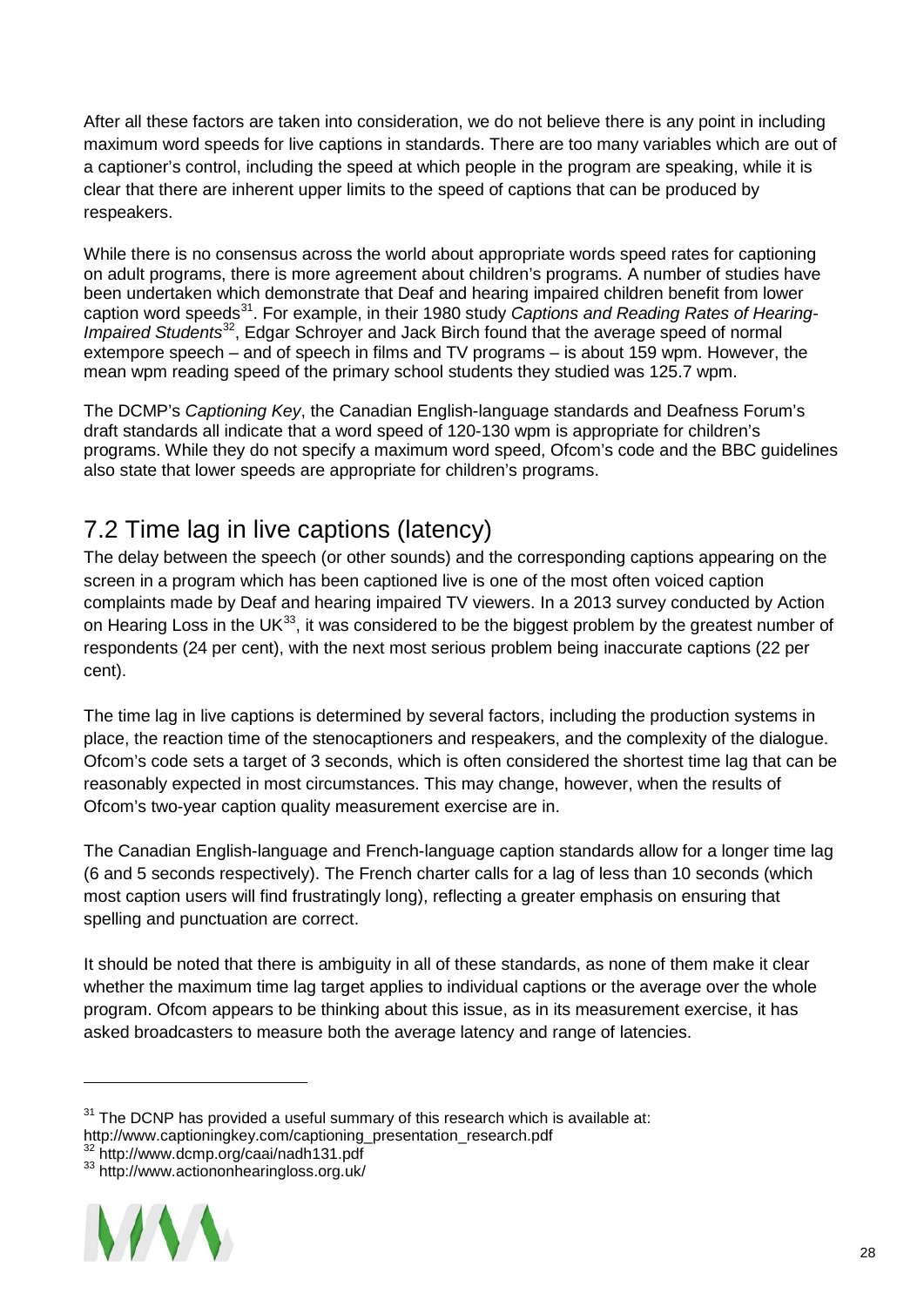After all these factors are taken into consideration, we do not believe there is any point in including maximum word speeds for live captions in standards. There are too many variables which are out of a captioner's control, including the speed at which people in the program are speaking, while it is clear that there are inherent upper limits to the speed of captions that can be produced by respeakers.

While there is no consensus across the world about appropriate words speed rates for captioning on adult programs, there is more agreement about children's programs. A number of studies have been undertaken which demonstrate that Deaf and hearing impaired children benefit from lower caption word speeds[31]. For example, in their 1980 study *Captions and Reading Rates of Hearing-Impaired Students*[32], Edgar Schroyer and Jack Birch found that the average speed of normal extempore speech – and of speech in films and TV programs – is about 159 wpm. However, the mean wpm reading speed of the primary school students they studied was 125.7 wpm.

The DCMP's *Captioning Key*, the Canadian English-language standards and Deafness Forum's draft standards all indicate that a word speed of 120-130 wpm is appropriate for children's programs. While they do not specify a maximum word speed, Ofcom's code and the BBC guidelines also state that lower speeds are appropriate for children's programs.

## 7.2 Time lag in live captions (latency)

The delay between the speech (or other sounds) and the corresponding captions appearing on the screen in a program which has been captioned live is one of the most often voiced caption complaints made by Deaf and hearing impaired TV viewers. In a 2013 survey conducted by Action on Hearing Loss in the UK[33], it was considered to be the biggest problem by the greatest number of respondents (24 per cent), with the next most serious problem being inaccurate captions (22 per cent).

The time lag in live captions is determined by several factors, including the production systems in place, the reaction time of the stenocaptioners and respeakers, and the complexity of the dialogue. Ofcom's code sets a target of 3 seconds, which is often considered the shortest time lag that can be reasonably expected in most circumstances. This may change, however, when the results of Ofcom's two-year caption quality measurement exercise are in.

The Canadian English-language and French-language caption standards allow for a longer time lag (6 and 5 seconds respectively). The French charter calls for a lag of less than 10 seconds (which most caption users will find frustratingly long), reflecting a greater emphasis on ensuring that spelling and punctuation are correct.

It should be noted that there is ambiguity in all of these standards, as none of them make it clear whether the maximum time lag target applies to individual captions or the average over the whole program. Ofcom appears to be thinking about this issue, as in its measurement exercise, it has asked broadcasters to measure both the average latency and range of latencies.

---

[31] The DCNP has provided a useful summary of this research which is available at: http://www.captioningkey.com/captioning_presentation_research.pdf

[32] http://www.dcmp.org/caai/nadh131.pdf

[33] http://www.actiononhearingloss.org.uk/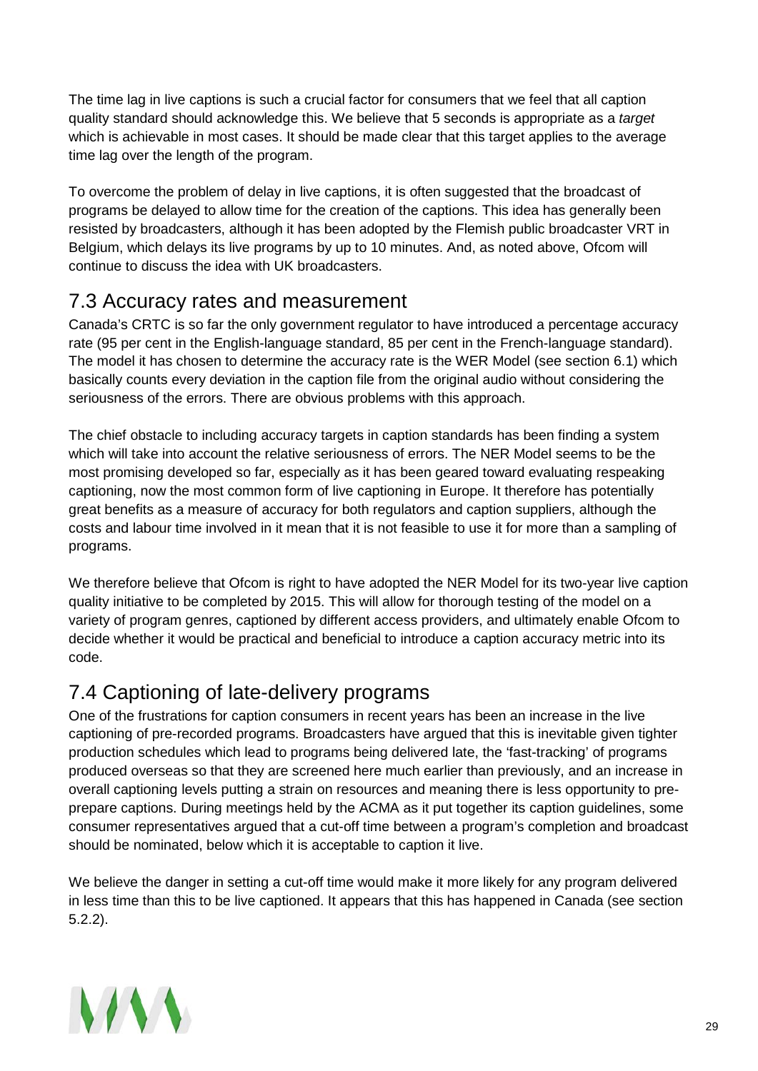The time lag in live captions is such a crucial factor for consumers that we feel that all caption quality standard should acknowledge this. We believe that 5 seconds is appropriate as a *target* which is achievable in most cases. It should be made clear that this target applies to the average time lag over the length of the program.

To overcome the problem of delay in live captions, it is often suggested that the broadcast of programs be delayed to allow time for the creation of the captions. This idea has generally been resisted by broadcasters, although it has been adopted by the Flemish public broadcaster VRT in Belgium, which delays its live programs by up to 10 minutes. And, as noted above, Ofcom will continue to discuss the idea with UK broadcasters.

## 7.3 Accuracy rates and measurement

Canada's CRTC is so far the only government regulator to have introduced a percentage accuracy rate (95 per cent in the English-language standard, 85 per cent in the French-language standard). The model it has chosen to determine the accuracy rate is the WER Model (see section 6.1) which basically counts every deviation in the caption file from the original audio without considering the seriousness of the errors. There are obvious problems with this approach.

The chief obstacle to including accuracy targets in caption standards has been finding a system which will take into account the relative seriousness of errors. The NER Model seems to be the most promising developed so far, especially as it has been geared toward evaluating respeaking captioning, now the most common form of live captioning in Europe. It therefore has potentially great benefits as a measure of accuracy for both regulators and caption suppliers, although the costs and labour time involved in it mean that it is not feasible to use it for more than a sampling of programs.

We therefore believe that Ofcom is right to have adopted the NER Model for its two-year live caption quality initiative to be completed by 2015. This will allow for thorough testing of the model on a variety of program genres, captioned by different access providers, and ultimately enable Ofcom to decide whether it would be practical and beneficial to introduce a caption accuracy metric into its code.

## 7.4 Captioning of late-delivery programs

One of the frustrations for caption consumers in recent years has been an increase in the live captioning of pre-recorded programs. Broadcasters have argued that this is inevitable given tighter production schedules which lead to programs being delivered late, the 'fast-tracking' of programs produced overseas so that they are screened here much earlier than previously, and an increase in overall captioning levels putting a strain on resources and meaning there is less opportunity to pre-prepare captions. During meetings held by the ACMA as it put together its caption guidelines, some consumer representatives argued that a cut-off time between a program's completion and broadcast should be nominated, below which it is acceptable to caption it live.

We believe the danger in setting a cut-off time would make it more likely for any program delivered in less time than this to be live captioned. It appears that this has happened in Canada (see section 5.2.2).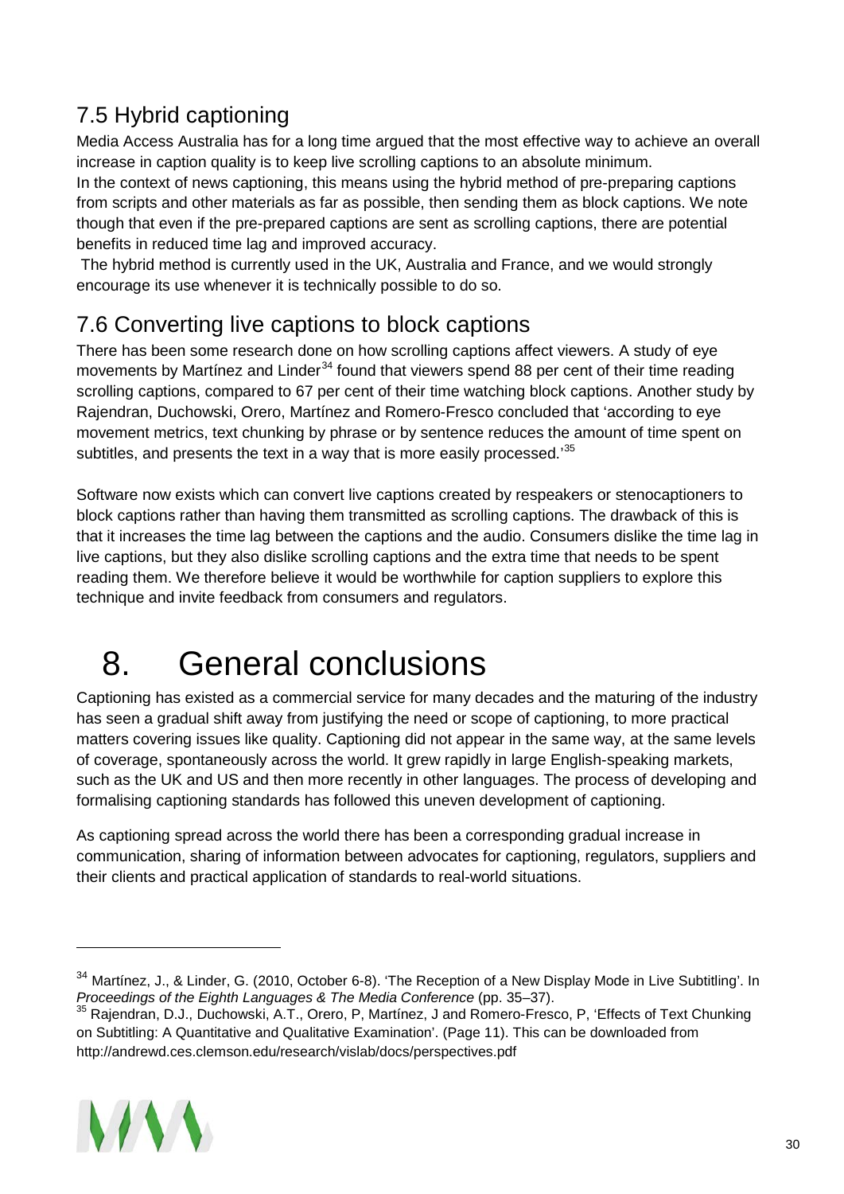## 7.5 Hybrid captioning

Media Access Australia has for a long time argued that the most effective way to achieve an overall increase in caption quality is to keep live scrolling captions to an absolute minimum.

In the context of news captioning, this means using the hybrid method of pre-preparing captions from scripts and other materials as far as possible, then sending them as block captions. We note though that even if the pre-prepared captions are sent as scrolling captions, there are potential benefits in reduced time lag and improved accuracy.

The hybrid method is currently used in the UK, Australia and France, and we would strongly encourage its use whenever it is technically possible to do so.

## 7.6 Converting live captions to block captions

There has been some research done on how scrolling captions affect viewers. A study of eye movements by Martínez and Linder[34] found that viewers spend 88 per cent of their time reading scrolling captions, compared to 67 per cent of their time watching block captions. Another study by Rajendran, Duchowski, Orero, Martínez and Romero-Fresco concluded that 'according to eye movement metrics, text chunking by phrase or by sentence reduces the amount of time spent on subtitles, and presents the text in a way that is more easily processed.'[35]

Software now exists which can convert live captions created by respeakers or stenocaptioners to block captions rather than having them transmitted as scrolling captions. The drawback of this is that it increases the time lag between the captions and the audio. Consumers dislike the time lag in live captions, but they also dislike scrolling captions and the extra time that needs to be spent reading them. We therefore believe it would be worthwhile for caption suppliers to explore this technique and invite feedback from consumers and regulators.

# 8. General conclusions

Captioning has existed as a commercial service for many decades and the maturing of the industry has seen a gradual shift away from justifying the need or scope of captioning, to more practical matters covering issues like quality. Captioning did not appear in the same way, at the same levels of coverage, spontaneously across the world. It grew rapidly in large English-speaking markets, such as the UK and US and then more recently in other languages. The process of developing and formalising captioning standards has followed this uneven development of captioning.

As captioning spread across the world there has been a corresponding gradual increase in communication, sharing of information between advocates for captioning, regulators, suppliers and their clients and practical application of standards to real-world situations.

---

[34] Martínez, J., & Linder, G. (2010, October 6-8). 'The Reception of a New Display Mode in Live Subtitling'. In *Proceedings of the Eighth Languages & The Media Conference* (pp. 35–37).

[35] Rajendran, D.J., Duchowski, A.T., Orero, P, Martínez, J and Romero-Fresco, P, 'Effects of Text Chunking on Subtitling: A Quantitative and Qualitative Examination'. (Page 11). This can be downloaded from http://andrewd.ces.clemson.edu/research/vislab/docs/perspectives.pdf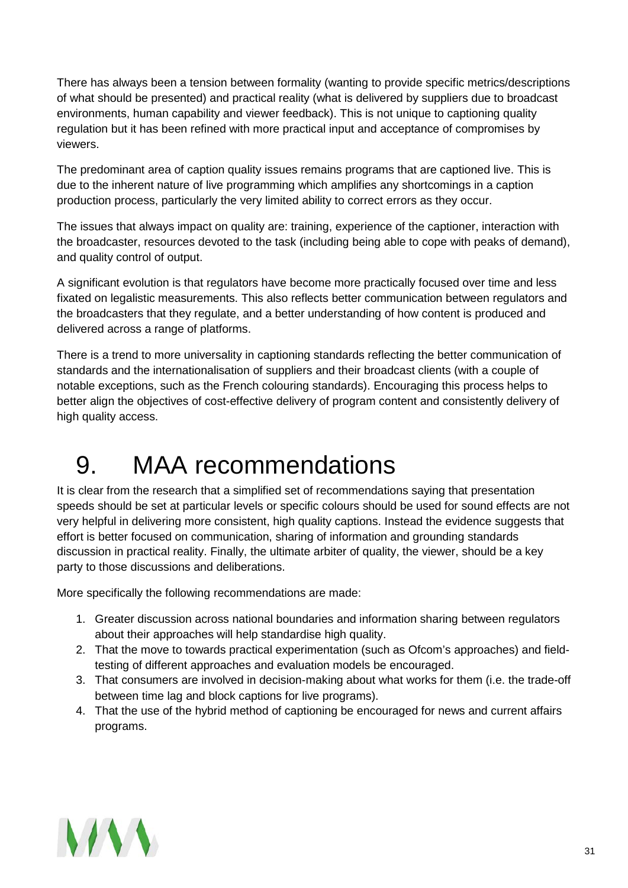There has always been a tension between formality (wanting to provide specific metrics/descriptions of what should be presented) and practical reality (what is delivered by suppliers due to broadcast environments, human capability and viewer feedback). This is not unique to captioning quality regulation but it has been refined with more practical input and acceptance of compromises by viewers.

The predominant area of caption quality issues remains programs that are captioned live. This is due to the inherent nature of live programming which amplifies any shortcomings in a caption production process, particularly the very limited ability to correct errors as they occur.

The issues that always impact on quality are: training, experience of the captioner, interaction with the broadcaster, resources devoted to the task (including being able to cope with peaks of demand), and quality control of output.

A significant evolution is that regulators have become more practically focused over time and less fixated on legalistic measurements. This also reflects better communication between regulators and the broadcasters that they regulate, and a better understanding of how content is produced and delivered across a range of platforms.

There is a trend to more universality in captioning standards reflecting the better communication of standards and the internationalisation of suppliers and their broadcast clients (with a couple of notable exceptions, such as the French colouring standards). Encouraging this process helps to better align the objectives of cost-effective delivery of program content and consistently delivery of high quality access.

# 9. MAA recommendations

It is clear from the research that a simplified set of recommendations saying that presentation speeds should be set at particular levels or specific colours should be used for sound effects are not very helpful in delivering more consistent, high quality captions. Instead the evidence suggests that effort is better focused on communication, sharing of information and grounding standards discussion in practical reality. Finally, the ultimate arbiter of quality, the viewer, should be a key party to those discussions and deliberations.

More specifically the following recommendations are made:

1. Greater discussion across national boundaries and information sharing between regulators about their approaches will help standardise high quality.
2. That the move to towards practical experimentation (such as Ofcom's approaches) and field-testing of different approaches and evaluation models be encouraged.
3. That consumers are involved in decision-making about what works for them (i.e. the trade-off between time lag and block captions for live programs).
4. That the use of the hybrid method of captioning be encouraged for news and current affairs programs.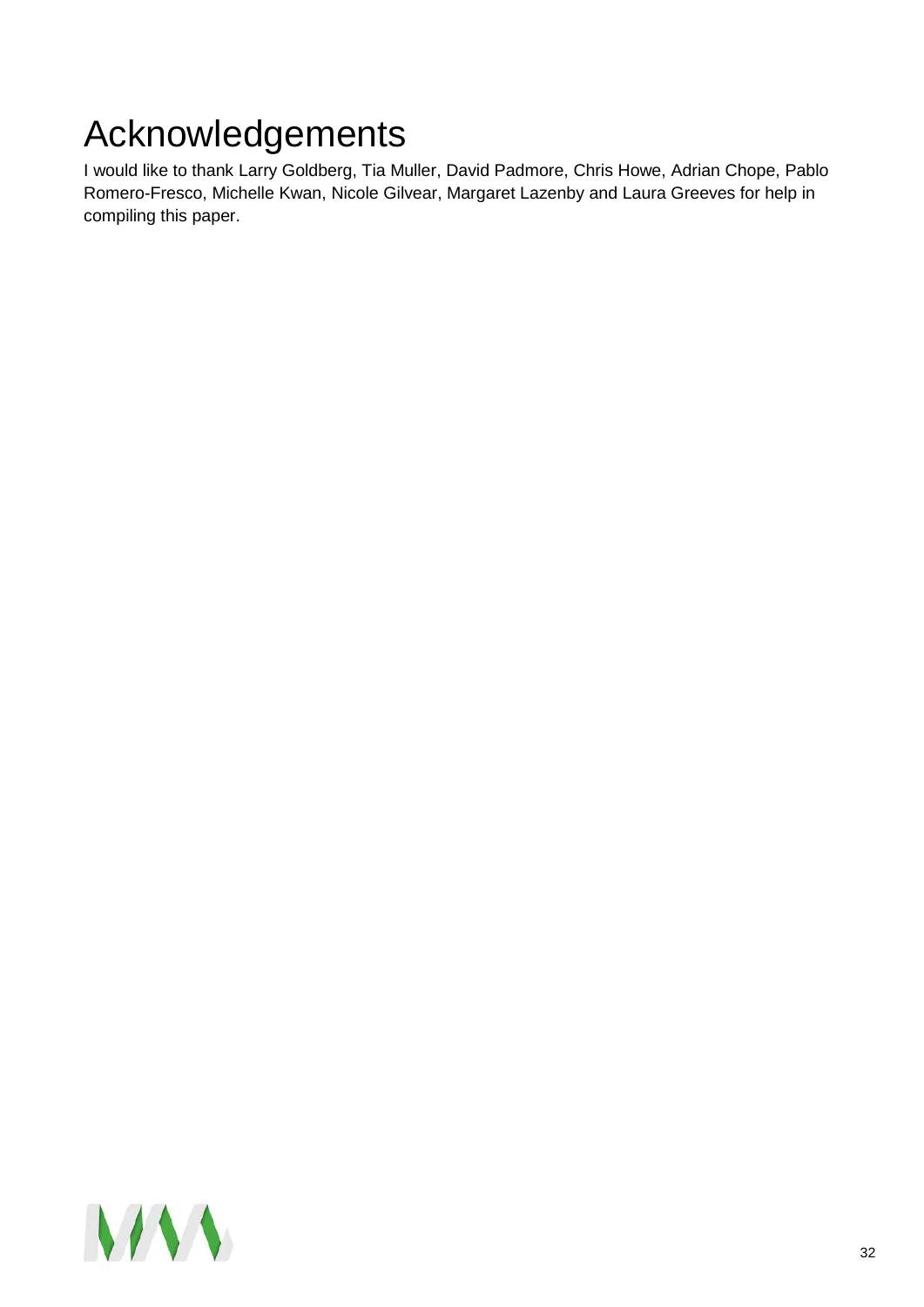# Acknowledgements

I would like to thank Larry Goldberg, Tia Muller, David Padmore, Chris Howe, Adrian Chope, Pablo Romero-Fresco, Michelle Kwan, Nicole Gilvear, Margaret Lazenby and Laura Greeves for help in compiling this paper.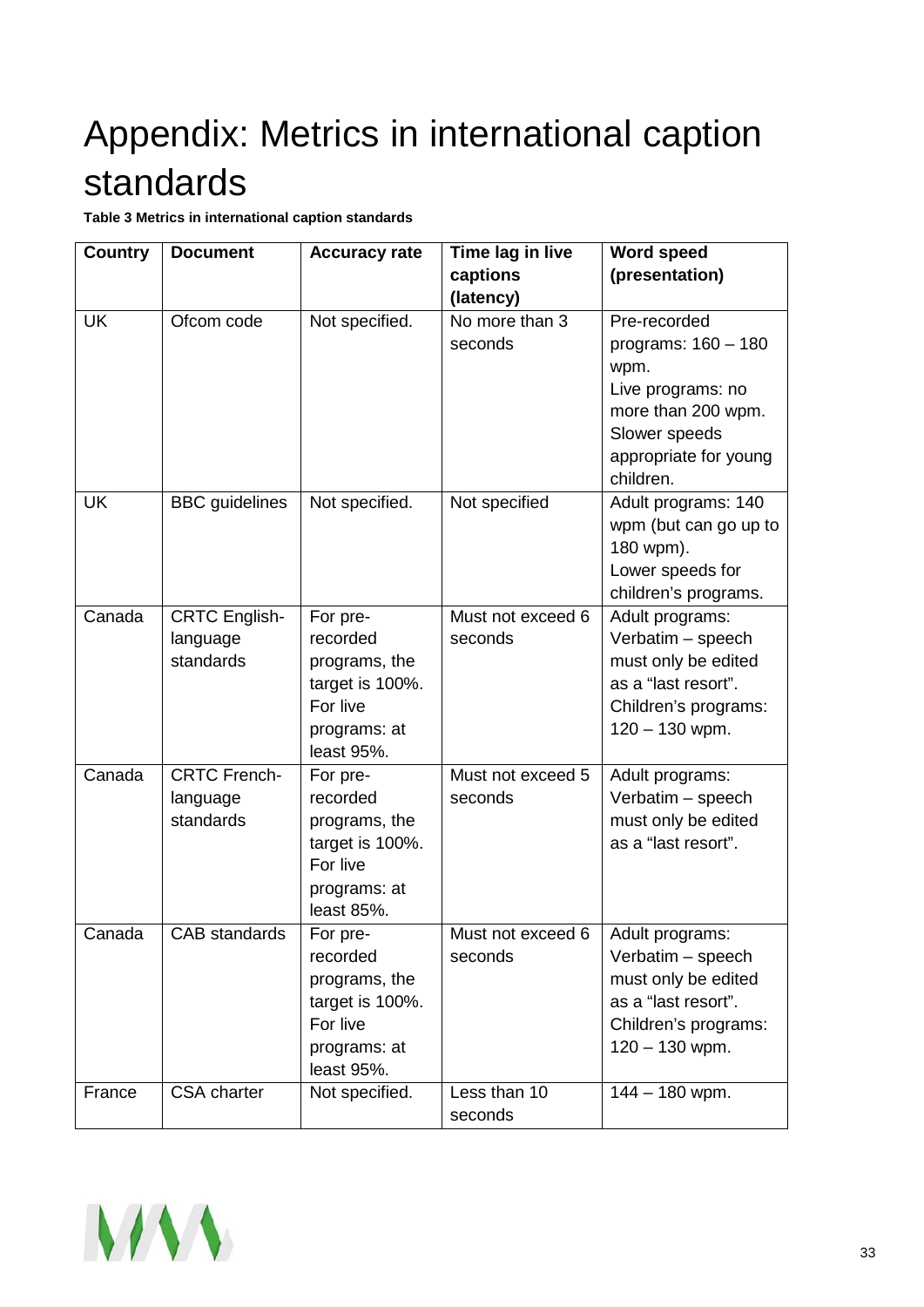# Appendix: Metrics in international caption standards

**Table 3 Metrics in international caption standards**

| Country | Document | Accuracy rate | Time lag in live captions (latency) | Word speed (presentation) |
|---|---|---|---|---|
| UK | Ofcom code | Not specified. | No more than 3 seconds | Pre-recorded programs: 160 – 180 wpm.<br>Live programs: no more than 200 wpm.<br>Slower speeds appropriate for young children. |
| UK | BBC guidelines | Not specified. | Not specified | Adult programs: 140 wpm (but can go up to 180 wpm).<br>Lower speeds for children's programs. |
| Canada | CRTC English-language standards | For pre-recorded programs, the target is 100%.<br>For live programs: at least 95%. | Must not exceed 6 seconds | Adult programs: Verbatim – speech must only be edited as a "last resort".<br>Children's programs: 120 – 130 wpm. |
| Canada | CRTC French-language standards | For pre-recorded programs, the target is 100%.<br>For live programs: at least 85%. | Must not exceed 5 seconds | Adult programs: Verbatim – speech must only be edited as a "last resort". |
| Canada | CAB standards | For pre-recorded programs, the target is 100%.<br>For live programs: at least 95%. | Must not exceed 6 seconds | Adult programs: Verbatim – speech must only be edited as a "last resort".<br>Children's programs: 120 – 130 wpm. |
| France | CSA charter | Not specified. | Less than 10 seconds | 144 – 180 wpm. |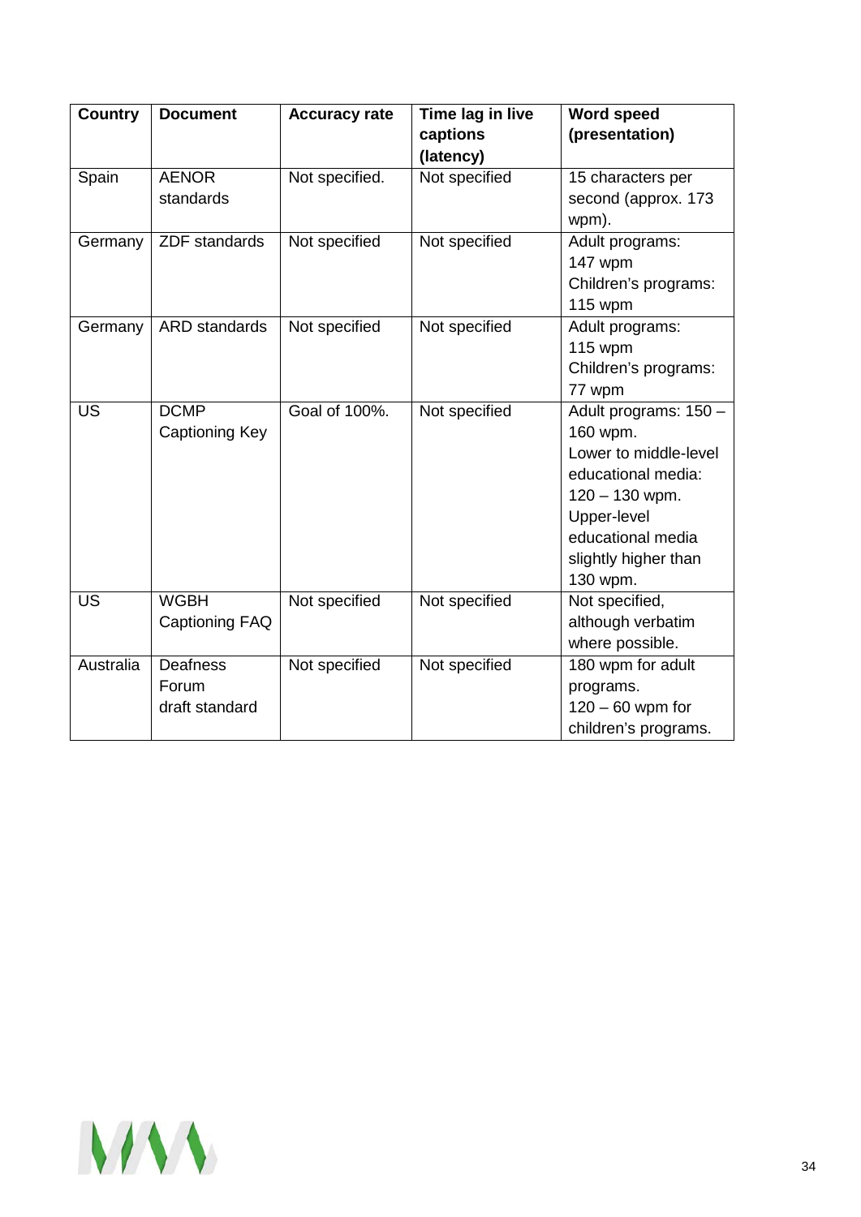| Country | Document | Accuracy rate | Time lag in live captions (latency) | Word speed (presentation) |
|---|---|---|---|---|
| Spain | AENOR standards | Not specified. | Not specified | 15 characters per second (approx. 173 wpm). |
| Germany | ZDF standards | Not specified | Not specified | Adult programs: 147 wpm Children's programs: 115 wpm |
| Germany | ARD standards | Not specified | Not specified | Adult programs: 115 wpm Children's programs: 77 wpm |
| US | DCMP Captioning Key | Goal of 100%. | Not specified | Adult programs: 150 – 160 wpm. Lower to middle-level educational media: 120 – 130 wpm. Upper-level educational media slightly higher than 130 wpm. |
| US | WGBH Captioning FAQ | Not specified | Not specified | Not specified, although verbatim where possible. |
| Australia | Deafness Forum draft standard | Not specified | Not specified | 180 wpm for adult programs. 120 – 60 wpm for children's programs. |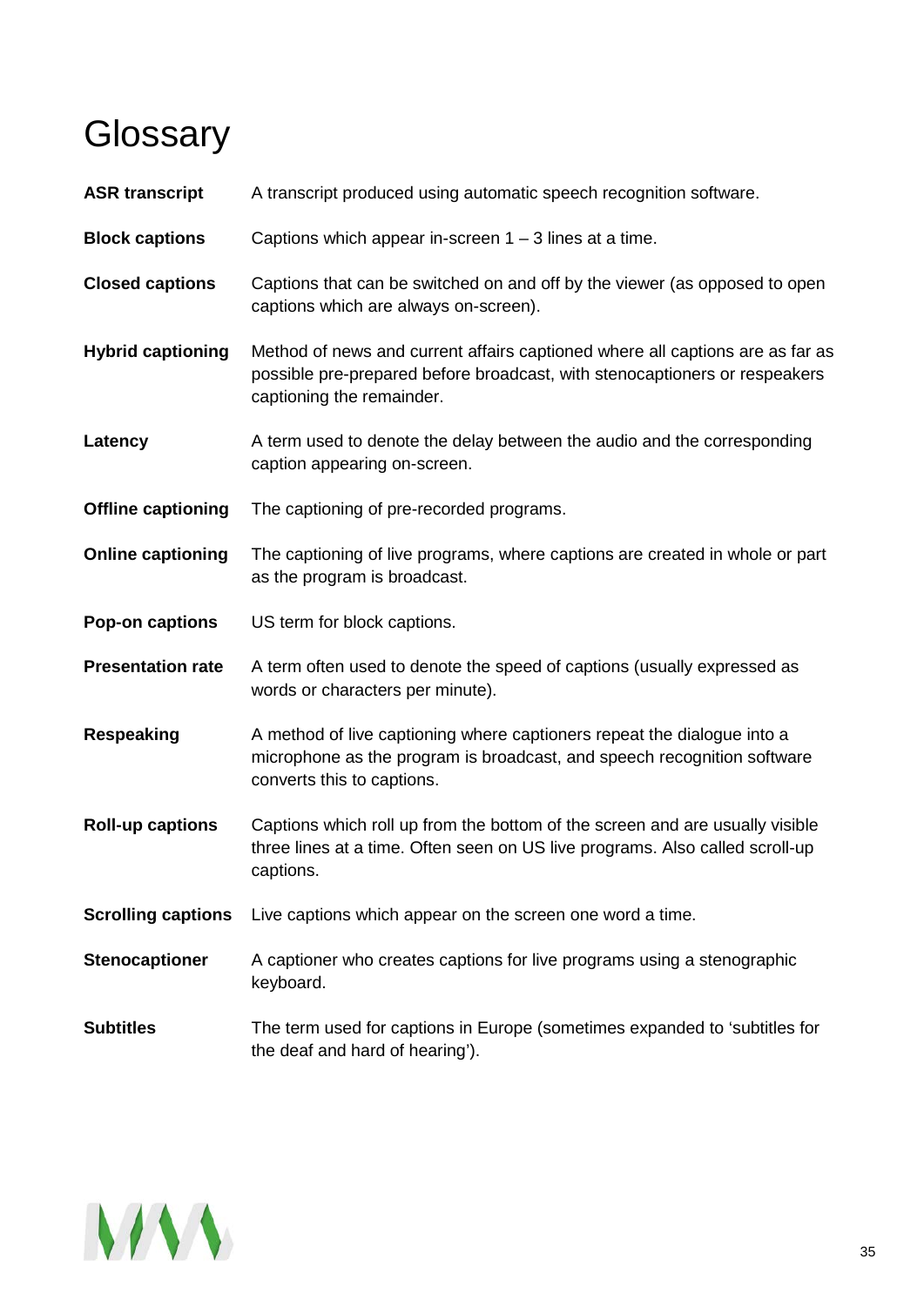# Glossary

| | |
|---|---|
| **ASR transcript** | A transcript produced using automatic speech recognition software. |
| **Block captions** | Captions which appear in-screen 1 – 3 lines at a time. |
| **Closed captions** | Captions that can be switched on and off by the viewer (as opposed to open captions which are always on-screen). |
| **Hybrid captioning** | Method of news and current affairs captioned where all captions are as far as possible pre-prepared before broadcast, with stenocaptioners or respeakers captioning the remainder. |
| **Latency** | A term used to denote the delay between the audio and the corresponding caption appearing on-screen. |
| **Offline captioning** | The captioning of pre-recorded programs. |
| **Online captioning** | The captioning of live programs, where captions are created in whole or part as the program is broadcast. |
| **Pop-on captions** | US term for block captions. |
| **Presentation rate** | A term often used to denote the speed of captions (usually expressed as words or characters per minute). |
| **Respeaking** | A method of live captioning where captioners repeat the dialogue into a microphone as the program is broadcast, and speech recognition software converts this to captions. |
| **Roll-up captions** | Captions which roll up from the bottom of the screen and are usually visible three lines at a time. Often seen on US live programs. Also called scroll-up captions. |
| **Scrolling captions** | Live captions which appear on the screen one word a time. |
| **Stenocaptioner** | A captioner who creates captions for live programs using a stenographic keyboard. |
| **Subtitles** | The term used for captions in Europe (sometimes expanded to 'subtitles for the deaf and hard of hearing'). |